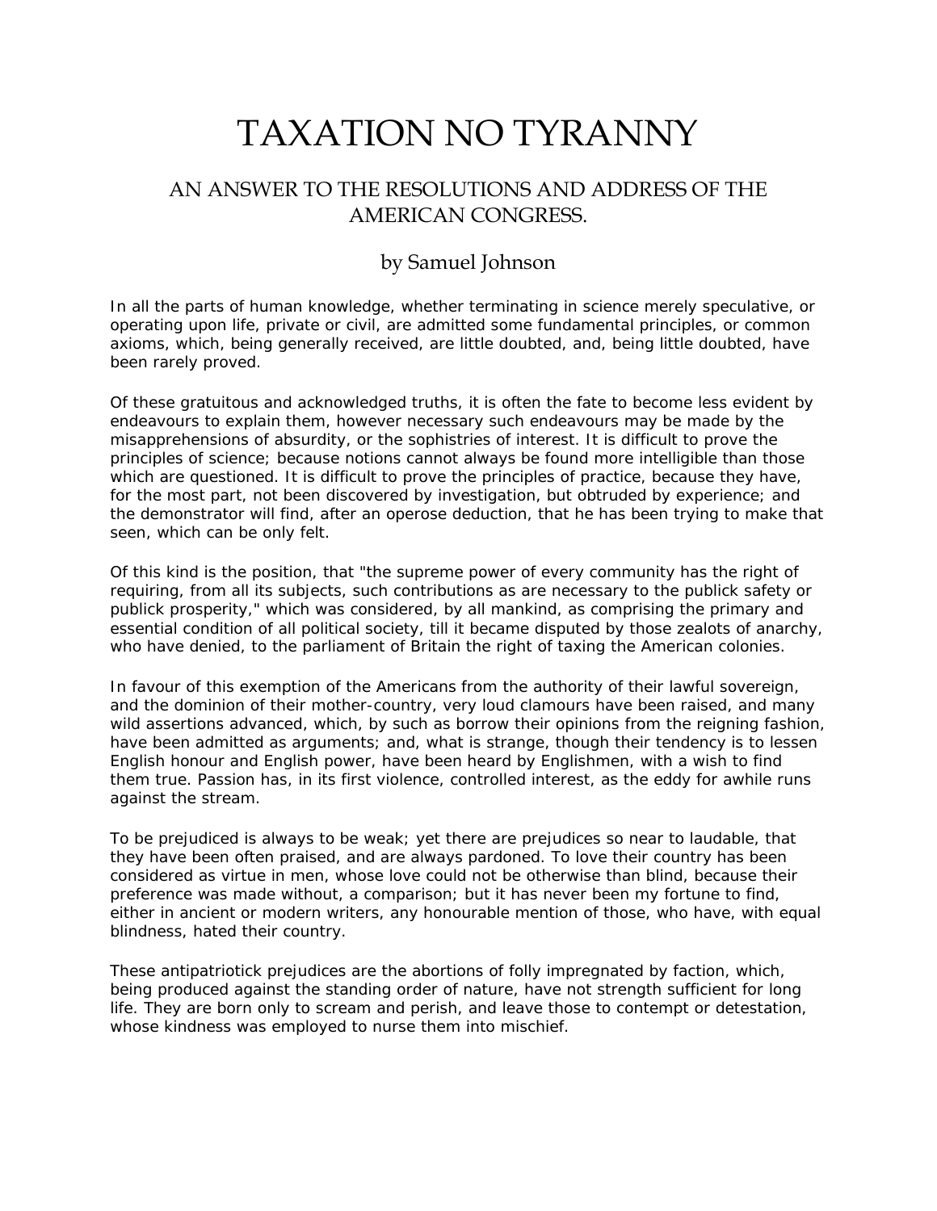# TAXATION NO TYRANNY

## AN ANSWER TO THE RESOLUTIONS AND ADDRESS OF THE AMERICAN CONGRESS.

### by Samuel Johnson

In all the parts of human knowledge, whether terminating in science merely speculative, or operating upon life, private or civil, are admitted some fundamental principles, or common axioms, which, being generally received, are little doubted, and, being little doubted, have been rarely proved.

Of these gratuitous and acknowledged truths, it is often the fate to become less evident by endeavours to explain them, however necessary such endeavours may be made by the misapprehensions of absurdity, or the sophistries of interest. It is difficult to prove the principles of science; because notions cannot always be found more intelligible than those which are questioned. It is difficult to prove the principles of practice, because they have, for the most part, not been discovered by investigation, but obtruded by experience; and the demonstrator will find, after an operose deduction, that he has been trying to make that seen, which can be only felt.

Of this kind is the position, that "the supreme power of every community has the right of requiring, from all its subjects, such contributions as are necessary to the publick safety or publick prosperity," which was considered, by all mankind, as comprising the primary and essential condition of all political society, till it became disputed by those zealots of anarchy, who have denied, to the parliament of Britain the right of taxing the American colonies.

In favour of this exemption of the Americans from the authority of their lawful sovereign, and the dominion of their mother-country, very loud clamours have been raised, and many wild assertions advanced, which, by such as borrow their opinions from the reigning fashion, have been admitted as arguments; and, what is strange, though their tendency is to lessen English honour and English power, have been heard by Englishmen, with a wish to find them true. Passion has, in its first violence, controlled interest, as the eddy for awhile runs against the stream.

To be prejudiced is always to be weak; yet there are prejudices so near to laudable, that they have been often praised, and are always pardoned. To love their country has been considered as virtue in men, whose love could not be otherwise than blind, because their preference was made without, a comparison; but it has never been my fortune to find, either in ancient or modern writers, any honourable mention of those, who have, with equal blindness, hated their country.

These antipatriotick prejudices are the abortions of folly impregnated by faction, which, being produced against the standing order of nature, have not strength sufficient for long life. They are born only to scream and perish, and leave those to contempt or detestation, whose kindness was employed to nurse them into mischief.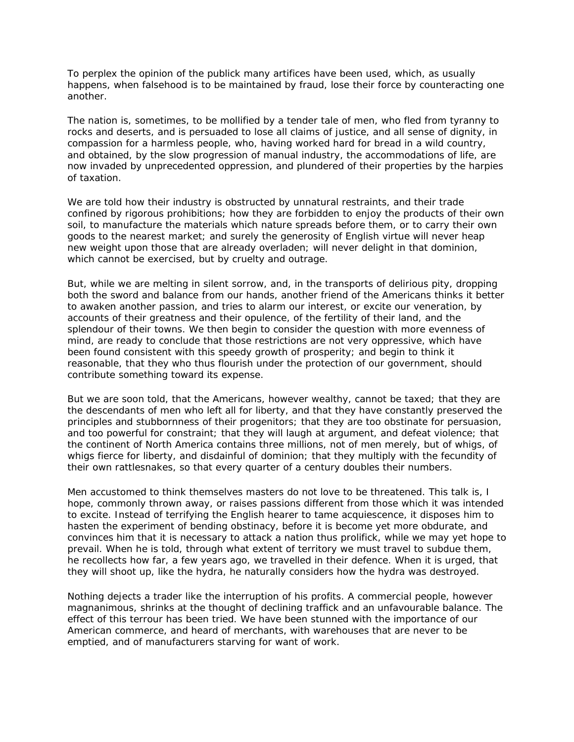To perplex the opinion of the publick many artifices have been used, which, as usually happens, when falsehood is to be maintained by fraud, lose their force by counteracting one another.

The nation is, sometimes, to be mollified by a tender tale of men, who fled from tyranny to rocks and deserts, and is persuaded to lose all claims of justice, and all sense of dignity, in compassion for a harmless people, who, having worked hard for bread in a wild country, and obtained, by the slow progression of manual industry, the accommodations of life, are now invaded by unprecedented oppression, and plundered of their properties by the harpies of taxation.

We are told how their industry is obstructed by unnatural restraints, and their trade confined by rigorous prohibitions; how they are forbidden to enjoy the products of their own soil, to manufacture the materials which nature spreads before them, or to carry their own goods to the nearest market; and surely the generosity of English virtue will never heap new weight upon those that are already overladen; will never delight in that dominion, which cannot be exercised, but by cruelty and outrage.

But, while we are melting in silent sorrow, and, in the transports of delirious pity, dropping both the sword and balance from our hands, another friend of the Americans thinks it better to awaken another passion, and tries to alarm our interest, or excite our veneration, by accounts of their greatness and their opulence, of the fertility of their land, and the splendour of their towns. We then begin to consider the question with more evenness of mind, are ready to conclude that those restrictions are not very oppressive, which have been found consistent with this speedy growth of prosperity; and begin to think it reasonable, that they who thus flourish under the protection of our government, should contribute something toward its expense.

But we are soon told, that the Americans, however wealthy, cannot be taxed; that they are the descendants of men who left all for liberty, and that they have constantly preserved the principles and stubbornness of their progenitors; that they are too obstinate for persuasion, and too powerful for constraint; that they will laugh at argument, and defeat violence; that the continent of North America contains three millions, not of men merely, but of whigs, of whigs fierce for liberty, and disdainful of dominion; that they multiply with the fecundity of their own rattlesnakes, so that every quarter of a century doubles their numbers.

Men accustomed to think themselves masters do not love to be threatened. This talk is, I hope, commonly thrown away, or raises passions different from those which it was intended to excite. Instead of terrifying the English hearer to tame acquiescence, it disposes him to hasten the experiment of bending obstinacy, before it is become yet more obdurate, and convinces him that it is necessary to attack a nation thus prolifick, while we may yet hope to prevail. When he is told, through what extent of territory we must travel to subdue them, he recollects how far, a few years ago, we travelled in their defence. When it is urged, that they will shoot up, like the hydra, he naturally considers how the hydra was destroyed.

Nothing dejects a trader like the interruption of his profits. A commercial people, however magnanimous, shrinks at the thought of declining traffick and an unfavourable balance. The effect of this terrour has been tried. We have been stunned with the importance of our American commerce, and heard of merchants, with warehouses that are never to be emptied, and of manufacturers starving for want of work.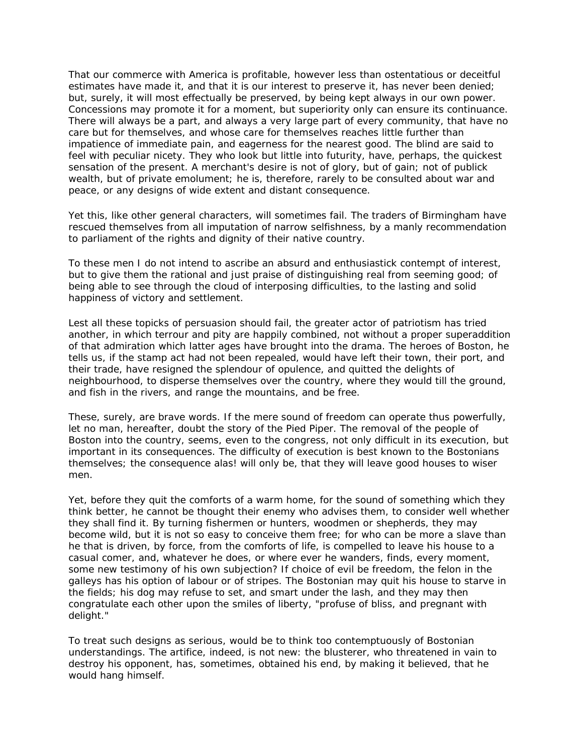That our commerce with America is profitable, however less than ostentatious or deceitful estimates have made it, and that it is our interest to preserve it, has never been denied; but, surely, it will most effectually be preserved, by being kept always in our own power. Concessions may promote it for a moment, but superiority only can ensure its continuance. There will always be a part, and always a very large part of every community, that have no care but for themselves, and whose care for themselves reaches little further than impatience of immediate pain, and eagerness for the nearest good. The blind are said to feel with peculiar nicety. They who look but little into futurity, have, perhaps, the quickest sensation of the present. A merchant's desire is not of glory, but of gain; not of publick wealth, but of private emolument; he is, therefore, rarely to be consulted about war and peace, or any designs of wide extent and distant consequence.

Yet this, like other general characters, will sometimes fail. The traders of Birmingham have rescued themselves from all imputation of narrow selfishness, by a manly recommendation to parliament of the rights and dignity of their native country.

To these men I do not intend to ascribe an absurd and enthusiastick contempt of interest, but to give them the rational and just praise of distinguishing real from seeming good; of being able to see through the cloud of interposing difficulties, to the lasting and solid happiness of victory and settlement.

Lest all these topicks of persuasion should fail, the greater actor of patriotism has tried another, in which terrour and pity are happily combined, not without a proper superaddition of that admiration which latter ages have brought into the drama. The heroes of Boston, he tells us, if the stamp act had not been repealed, would have left their town, their port, and their trade, have resigned the splendour of opulence, and quitted the delights of neighbourhood, to disperse themselves over the country, where they would till the ground, and fish in the rivers, and range the mountains, and be free.

These, surely, are brave words. If the mere sound of freedom can operate thus powerfully, let no man, hereafter, doubt the story of the Pied Piper. The removal of the people of Boston into the country, seems, even to the congress, not only difficult in its execution, but important in its consequences. The difficulty of execution is best known to the Bostonians themselves; the consequence alas! will only be, that they will leave good houses to wiser men.

Yet, before they quit the comforts of a warm home, for the sound of something which they think better, he cannot be thought their enemy who advises them, to consider well whether they shall find it. By turning fishermen or hunters, woodmen or shepherds, they may become wild, but it is not so easy to conceive them free; for who can be more a slave than he that is driven, by force, from the comforts of life, is compelled to leave his house to a casual comer, and, whatever he does, or where ever he wanders, finds, every moment, some new testimony of his own subjection? If choice of evil be freedom, the felon in the galleys has his option of labour or of stripes. The Bostonian may quit his house to starve in the fields; his dog may refuse to set, and smart under the lash, and they may then congratulate each other upon the smiles of liberty, "profuse of bliss, and pregnant with delight."

To treat such designs as serious, would be to think too contemptuously of Bostonian understandings. The artifice, indeed, is not new: the blusterer, who threatened in vain to destroy his opponent, has, sometimes, obtained his end, by making it believed, that he would hang himself.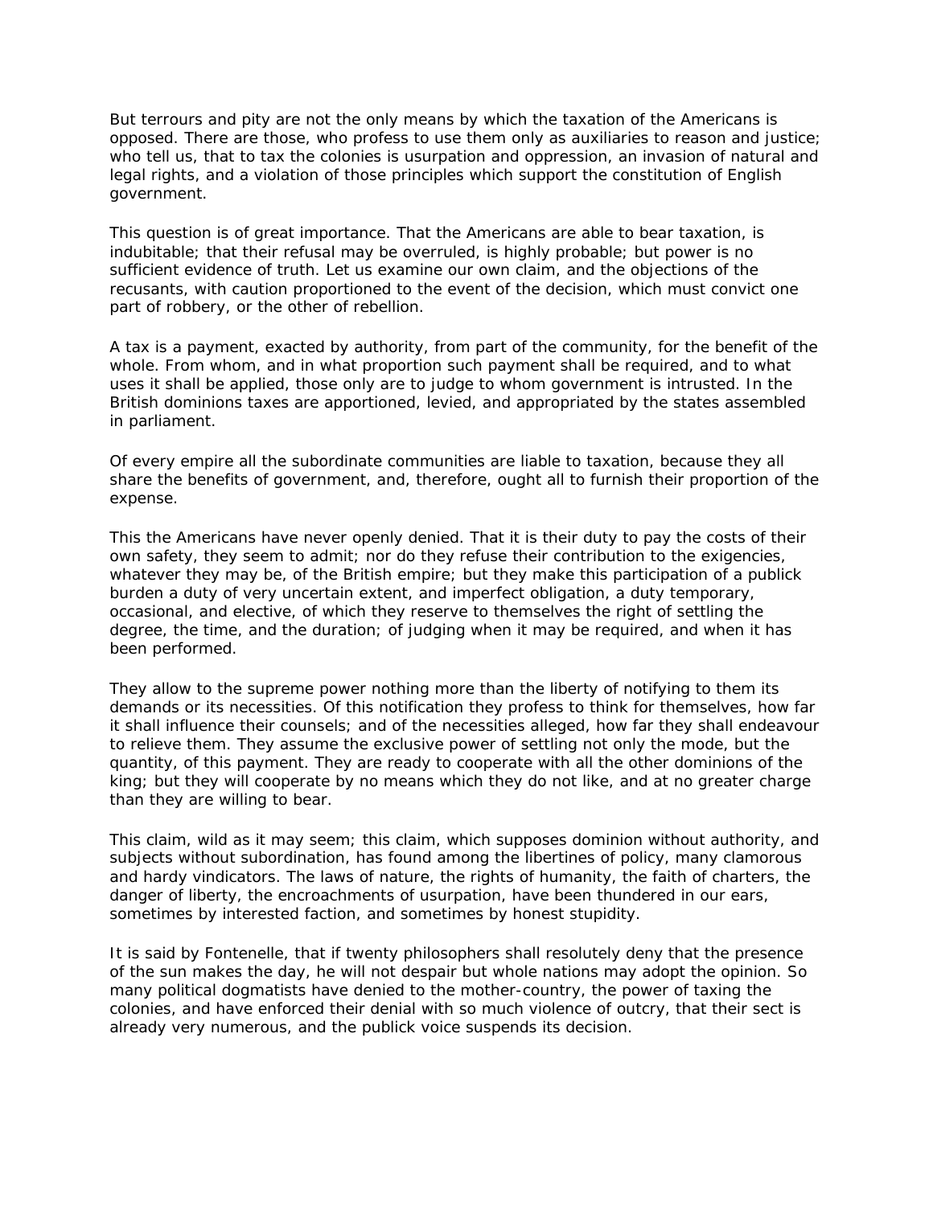But terrours and pity are not the only means by which the taxation of the Americans is opposed. There are those, who profess to use them only as auxiliaries to reason and justice; who tell us, that to tax the colonies is usurpation and oppression, an invasion of natural and legal rights, and a violation of those principles which support the constitution of English government.

This question is of great importance. That the Americans are able to bear taxation, is indubitable; that their refusal may be overruled, is highly probable; but power is no sufficient evidence of truth. Let us examine our own claim, and the objections of the recusants, with caution proportioned to the event of the decision, which must convict one part of robbery, or the other of rebellion.

A tax is a payment, exacted by authority, from part of the community, for the benefit of the whole. From whom, and in what proportion such payment shall be required, and to what uses it shall be applied, those only are to judge to whom government is intrusted. In the British dominions taxes are apportioned, levied, and appropriated by the states assembled in parliament.

Of every empire all the subordinate communities are liable to taxation, because they all share the benefits of government, and, therefore, ought all to furnish their proportion of the expense.

This the Americans have never openly denied. That it is their duty to pay the costs of their own safety, they seem to admit; nor do they refuse their contribution to the exigencies, whatever they may be, of the British empire; but they make this participation of a publick burden a duty of very uncertain extent, and imperfect obligation, a duty temporary, occasional, and elective, of which they reserve to themselves the right of settling the degree, the time, and the duration; of judging when it may be required, and when it has been performed.

They allow to the supreme power nothing more than the liberty of notifying to them its demands or its necessities. Of this notification they profess to think for themselves, how far it shall influence their counsels; and of the necessities alleged, how far they shall endeavour to relieve them. They assume the exclusive power of settling not only the mode, but the quantity, of this payment. They are ready to cooperate with all the other dominions of the king; but they will cooperate by no means which they do not like, and at no greater charge than they are willing to bear.

This claim, wild as it may seem; this claim, which supposes dominion without authority, and subjects without subordination, has found among the libertines of policy, many clamorous and hardy vindicators. The laws of nature, the rights of humanity, the faith of charters, the danger of liberty, the encroachments of usurpation, have been thundered in our ears, sometimes by interested faction, and sometimes by honest stupidity.

It is said by Fontenelle, that if twenty philosophers shall resolutely deny that the presence of the sun makes the day, he will not despair but whole nations may adopt the opinion. So many political dogmatists have denied to the mother-country, the power of taxing the colonies, and have enforced their denial with so much violence of outcry, that their sect is already very numerous, and the publick voice suspends its decision.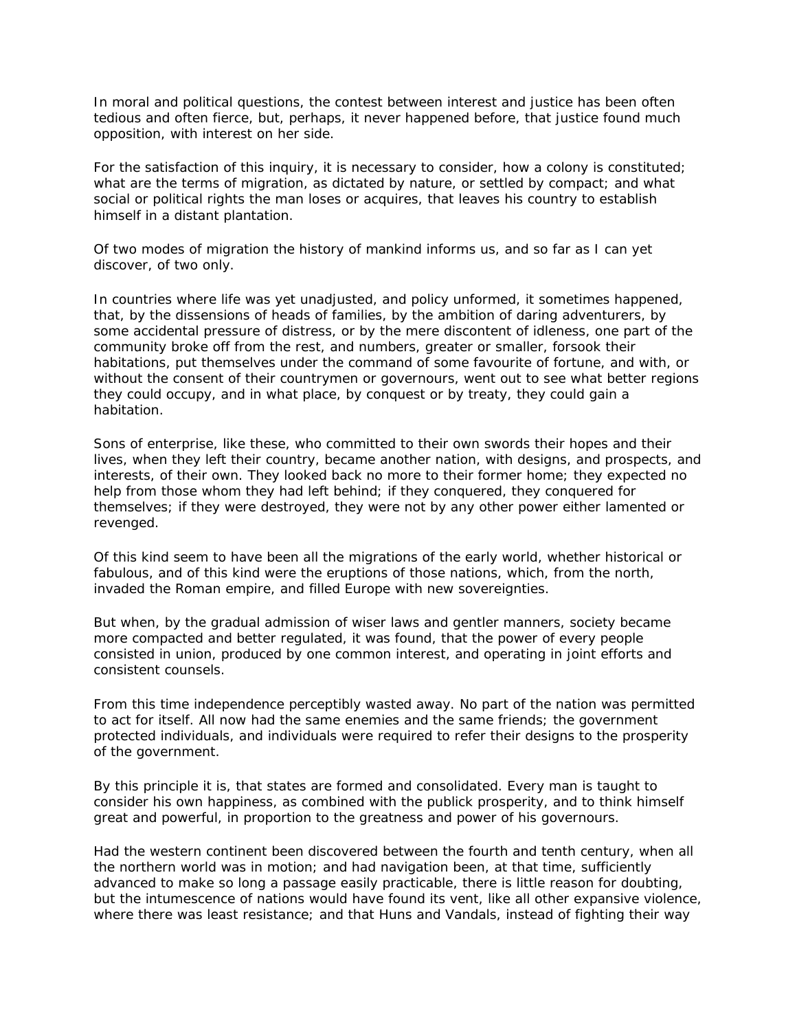In moral and political questions, the contest between interest and justice has been often tedious and often fierce, but, perhaps, it never happened before, that justice found much opposition, with interest on her side.

For the satisfaction of this inquiry, it is necessary to consider, how a colony is constituted; what are the terms of migration, as dictated by nature, or settled by compact; and what social or political rights the man loses or acquires, that leaves his country to establish himself in a distant plantation.

Of two modes of migration the history of mankind informs us, and so far as I can yet discover, of two only.

In countries where life was yet unadjusted, and policy unformed, it sometimes happened, that, by the dissensions of heads of families, by the ambition of daring adventurers, by some accidental pressure of distress, or by the mere discontent of idleness, one part of the community broke off from the rest, and numbers, greater or smaller, forsook their habitations, put themselves under the command of some favourite of fortune, and with, or without the consent of their countrymen or governours, went out to see what better regions they could occupy, and in what place, by conquest or by treaty, they could gain a habitation.

Sons of enterprise, like these, who committed to their own swords their hopes and their lives, when they left their country, became another nation, with designs, and prospects, and interests, of their own. They looked back no more to their former home; they expected no help from those whom they had left behind; if they conquered, they conquered for themselves; if they were destroyed, they were not by any other power either lamented or revenged.

Of this kind seem to have been all the migrations of the early world, whether historical or fabulous, and of this kind were the eruptions of those nations, which, from the north, invaded the Roman empire, and filled Europe with new sovereignties.

But when, by the gradual admission of wiser laws and gentler manners, society became more compacted and better regulated, it was found, that the power of every people consisted in union, produced by one common interest, and operating in joint efforts and consistent counsels.

From this time independence perceptibly wasted away. No part of the nation was permitted to act for itself. All now had the same enemies and the same friends; the government protected individuals, and individuals were required to refer their designs to the prosperity of the government.

By this principle it is, that states are formed and consolidated. Every man is taught to consider his own happiness, as combined with the publick prosperity, and to think himself great and powerful, in proportion to the greatness and power of his governours.

Had the western continent been discovered between the fourth and tenth century, when all the northern world was in motion; and had navigation been, at that time, sufficiently advanced to make so long a passage easily practicable, there is little reason for doubting, but the intumescence of nations would have found its vent, like all other expansive violence, where there was least resistance; and that Huns and Vandals, instead of fighting their way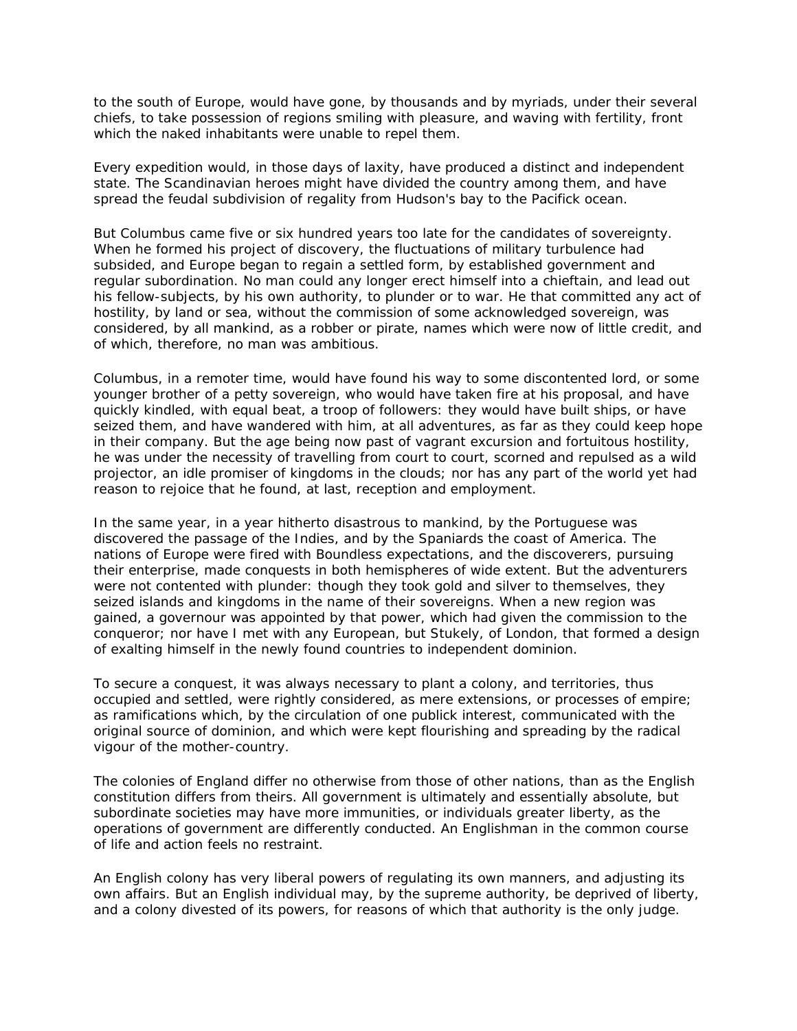to the south of Europe, would have gone, by thousands and by myriads, under their several chiefs, to take possession of regions smiling with pleasure, and waving with fertility, front which the naked inhabitants were unable to repel them.

Every expedition would, in those days of laxity, have produced a distinct and independent state. The Scandinavian heroes might have divided the country among them, and have spread the feudal subdivision of regality from Hudson's bay to the Pacifick ocean.

But Columbus came five or six hundred years too late for the candidates of sovereignty. When he formed his project of discovery, the fluctuations of military turbulence had subsided, and Europe began to regain a settled form, by established government and regular subordination. No man could any longer erect himself into a chieftain, and lead out his fellow-subjects, by his own authority, to plunder or to war. He that committed any act of hostility, by land or sea, without the commission of some acknowledged sovereign, was considered, by all mankind, as a robber or pirate, names which were now of little credit, and of which, therefore, no man was ambitious.

Columbus, in a remoter time, would have found his way to some discontented lord, or some younger brother of a petty sovereign, who would have taken fire at his proposal, and have quickly kindled, with equal beat, a troop of followers: they would have built ships, or have seized them, and have wandered with him, at all adventures, as far as they could keep hope in their company. But the age being now past of vagrant excursion and fortuitous hostility, he was under the necessity of travelling from court to court, scorned and repulsed as a wild projector, an idle promiser of kingdoms in the clouds; nor has any part of the world yet had reason to rejoice that he found, at last, reception and employment.

In the same year, in a year hitherto disastrous to mankind, by the Portuguese was discovered the passage of the Indies, and by the Spaniards the coast of America. The nations of Europe were fired with Boundless expectations, and the discoverers, pursuing their enterprise, made conquests in both hemispheres of wide extent. But the adventurers were not contented with plunder: though they took gold and silver to themselves, they seized islands and kingdoms in the name of their sovereigns. When a new region was gained, a governour was appointed by that power, which had given the commission to the conqueror; nor have I met with any European, but Stukely, of London, that formed a design of exalting himself in the newly found countries to independent dominion.

To secure a conquest, it was always necessary to plant a colony, and territories, thus occupied and settled, were rightly considered, as mere extensions, or processes of empire; as ramifications which, by the circulation of one publick interest, communicated with the original source of dominion, and which were kept flourishing and spreading by the radical vigour of the mother-country.

The colonies of England differ no otherwise from those of other nations, than as the English constitution differs from theirs. All government is ultimately and essentially absolute, but subordinate societies may have more immunities, or individuals greater liberty, as the operations of government are differently conducted. An Englishman in the common course of life and action feels no restraint.

An English colony has very liberal powers of regulating its own manners, and adjusting its own affairs. But an English individual may, by the supreme authority, be deprived of liberty, and a colony divested of its powers, for reasons of which that authority is the only judge.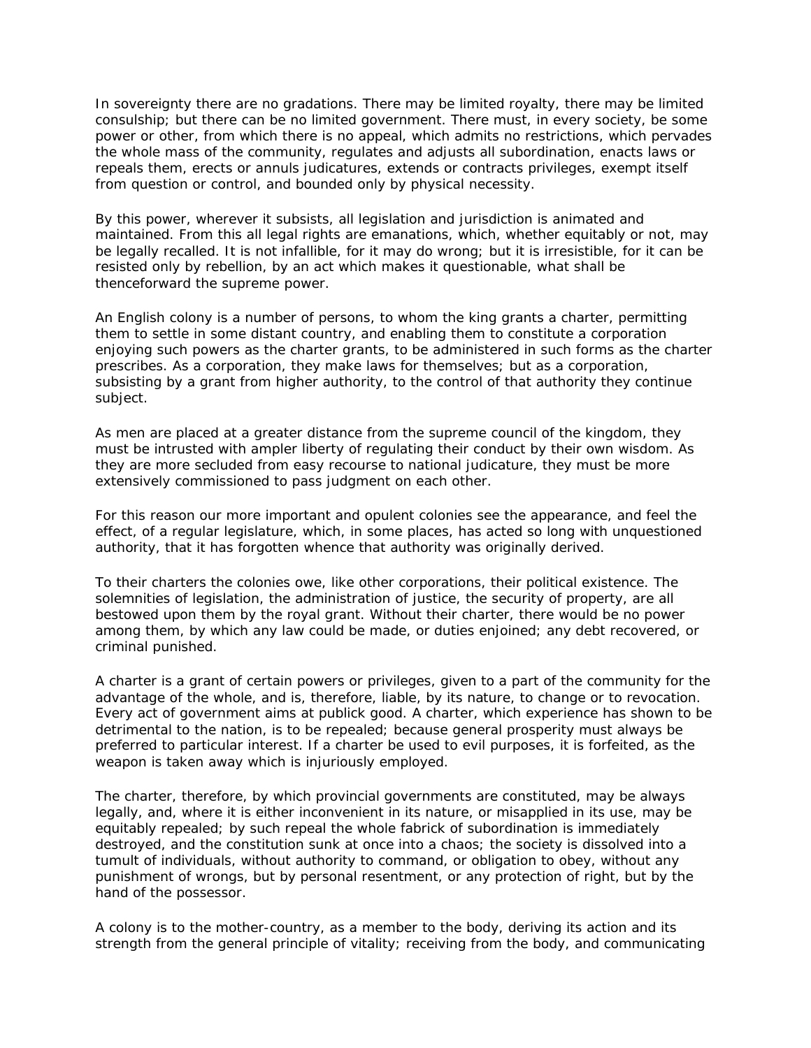In sovereignty there are no gradations. There may be limited royalty, there may be limited consulship; but there can be no limited government. There must, in every society, be some power or other, from which there is no appeal, which admits no restrictions, which pervades the whole mass of the community, regulates and adjusts all subordination, enacts laws or repeals them, erects or annuls judicatures, extends or contracts privileges, exempt itself from question or control, and bounded only by physical necessity.

By this power, wherever it subsists, all legislation and jurisdiction is animated and maintained. From this all legal rights are emanations, which, whether equitably or not, may be legally recalled. It is not infallible, for it may do wrong; but it is irresistible, for it can be resisted only by rebellion, by an act which makes it questionable, what shall be thenceforward the supreme power.

An English colony is a number of persons, to whom the king grants a charter, permitting them to settle in some distant country, and enabling them to constitute a corporation enjoying such powers as the charter grants, to be administered in such forms as the charter prescribes. As a corporation, they make laws for themselves; but as a corporation, subsisting by a grant from higher authority, to the control of that authority they continue subject.

As men are placed at a greater distance from the supreme council of the kingdom, they must be intrusted with ampler liberty of regulating their conduct by their own wisdom. As they are more secluded from easy recourse to national judicature, they must be more extensively commissioned to pass judgment on each other.

For this reason our more important and opulent colonies see the appearance, and feel the effect, of a regular legislature, which, in some places, has acted so long with unquestioned authority, that it has forgotten whence that authority was originally derived.

To their charters the colonies owe, like other corporations, their political existence. The solemnities of legislation, the administration of justice, the security of property, are all bestowed upon them by the royal grant. Without their charter, there would be no power among them, by which any law could be made, or duties enjoined; any debt recovered, or criminal punished.

A charter is a grant of certain powers or privileges, given to a part of the community for the advantage of the whole, and is, therefore, liable, by its nature, to change or to revocation. Every act of government aims at publick good. A charter, which experience has shown to be detrimental to the nation, is to be repealed; because general prosperity must always be preferred to particular interest. If a charter be used to evil purposes, it is forfeited, as the weapon is taken away which is injuriously employed.

The charter, therefore, by which provincial governments are constituted, may be always legally, and, where it is either inconvenient in its nature, or misapplied in its use, may be equitably repealed; by such repeal the whole fabrick of subordination is immediately destroyed, and the constitution sunk at once into a chaos; the society is dissolved into a tumult of individuals, without authority to command, or obligation to obey, without any punishment of wrongs, but by personal resentment, or any protection of right, but by the hand of the possessor.

A colony is to the mother-country, as a member to the body, deriving its action and its strength from the general principle of vitality; receiving from the body, and communicating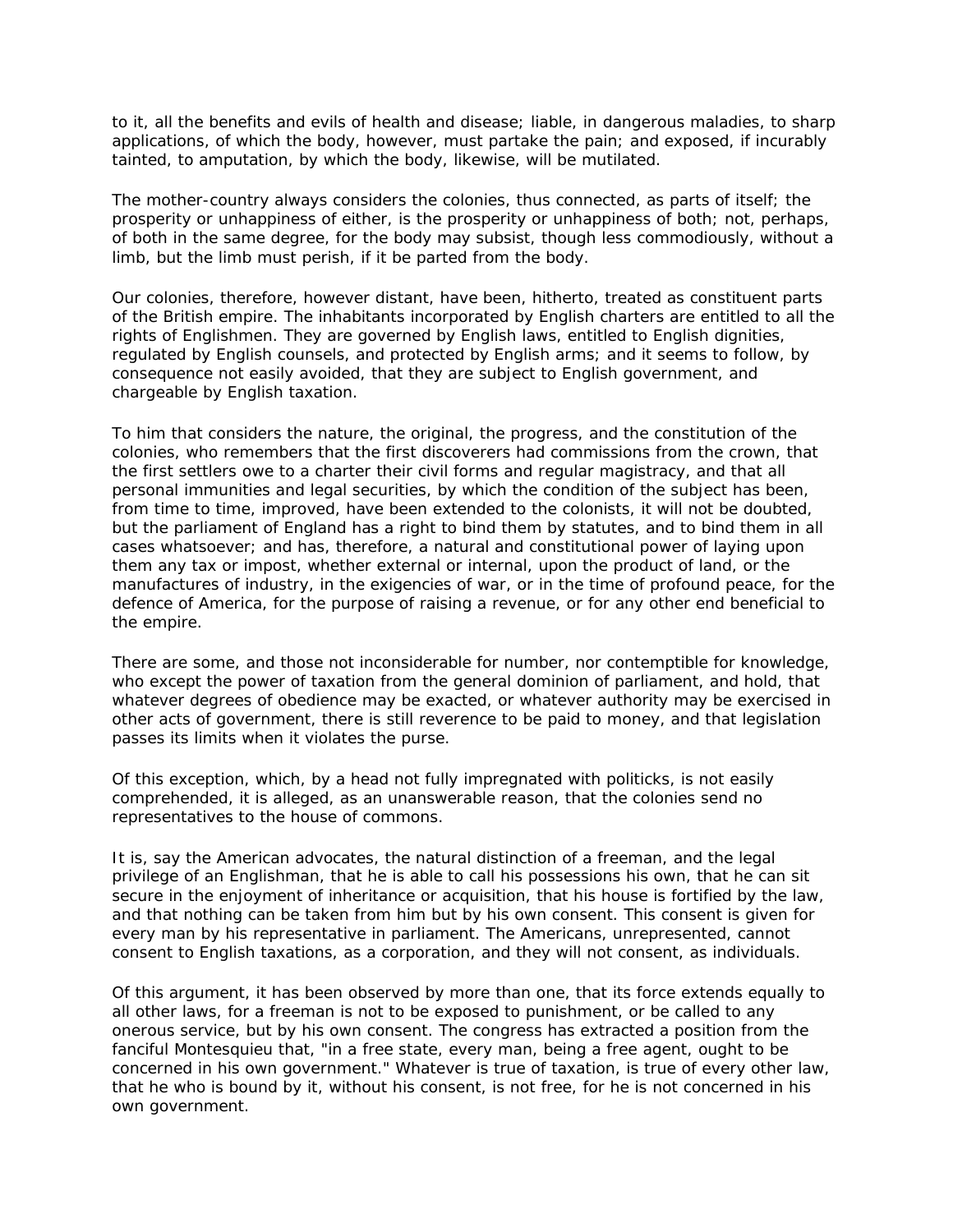to it, all the benefits and evils of health and disease; liable, in dangerous maladies, to sharp applications, of which the body, however, must partake the pain; and exposed, if incurably tainted, to amputation, by which the body, likewise, will be mutilated.

The mother-country always considers the colonies, thus connected, as parts of itself; the prosperity or unhappiness of either, is the prosperity or unhappiness of both; not, perhaps, of both in the same degree, for the body may subsist, though less commodiously, without a limb, but the limb must perish, if it be parted from the body.

Our colonies, therefore, however distant, have been, hitherto, treated as constituent parts of the British empire. The inhabitants incorporated by English charters are entitled to all the rights of Englishmen. They are governed by English laws, entitled to English dignities, regulated by English counsels, and protected by English arms; and it seems to follow, by consequence not easily avoided, that they are subject to English government, and chargeable by English taxation.

To him that considers the nature, the original, the progress, and the constitution of the colonies, who remembers that the first discoverers had commissions from the crown, that the first settlers owe to a charter their civil forms and regular magistracy, and that all personal immunities and legal securities, by which the condition of the subject has been, from time to time, improved, have been extended to the colonists, it will not be doubted, but the parliament of England has a right to bind them by statutes, and to bind them in all cases whatsoever; and has, therefore, a natural and constitutional power of laying upon them any tax or impost, whether external or internal, upon the product of land, or the manufactures of industry, in the exigencies of war, or in the time of profound peace, for the defence of America, for the purpose of raising a revenue, or for any other end beneficial to the empire.

There are some, and those not inconsiderable for number, nor contemptible for knowledge, who except the power of taxation from the general dominion of parliament, and hold, that whatever degrees of obedience may be exacted, or whatever authority may be exercised in other acts of government, there is still reverence to be paid to money, and that legislation passes its limits when it violates the purse.

Of this exception, which, by a head not fully impregnated with politicks, is not easily comprehended, it is alleged, as an unanswerable reason, that the colonies send no representatives to the house of commons.

It is, say the American advocates, the natural distinction of a freeman, and the legal privilege of an Englishman, that he is able to call his possessions his own, that he can sit secure in the enjoyment of inheritance or acquisition, that his house is fortified by the law, and that nothing can be taken from him but by his own consent. This consent is given for every man by his representative in parliament. The Americans, unrepresented, cannot consent to English taxations, as a corporation, and they will not consent, as individuals.

Of this argument, it has been observed by more than one, that its force extends equally to all other laws, for a freeman is not to be exposed to punishment, or be called to any onerous service, but by his own consent. The congress has extracted a position from the fanciful Montesquieu that, "in a free state, every man, being a free agent, ought to be concerned in his own government." Whatever is true of taxation, is true of every other law, that he who is bound by it, without his consent, is not free, for he is not concerned in his own government.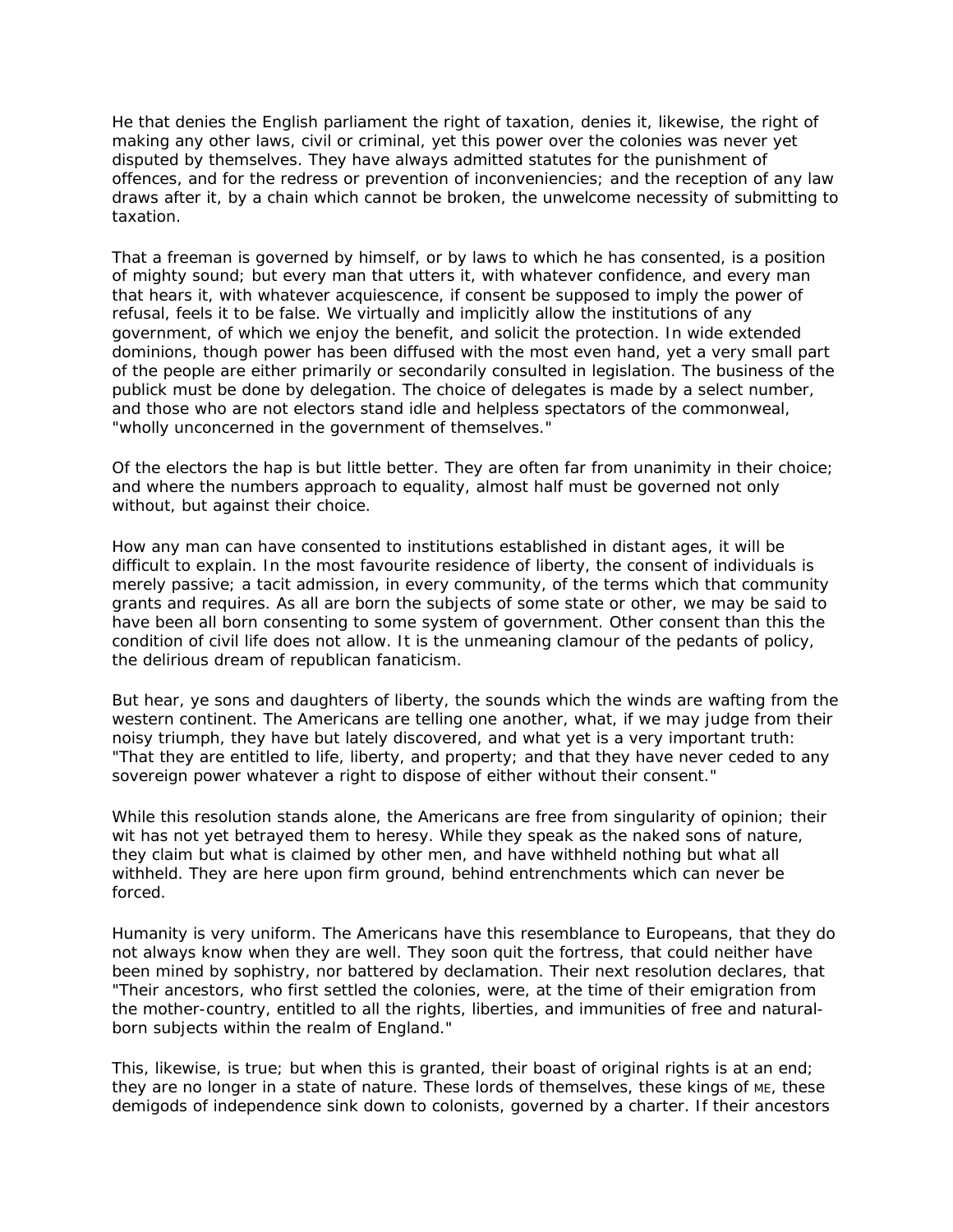He that denies the English parliament the right of taxation, denies it, likewise, the right of making any other laws, civil or criminal, yet this power over the colonies was never yet disputed by themselves. They have always admitted statutes for the punishment of offences, and for the redress or prevention of inconveniencies; and the reception of any law draws after it, by a chain which cannot be broken, the unwelcome necessity of submitting to taxation.

That a freeman is governed by himself, or by laws to which he has consented, is a position of mighty sound; but every man that utters it, with whatever confidence, and every man that hears it, with whatever acquiescence, if consent be supposed to imply the power of refusal, feels it to be false. We virtually and implicitly allow the institutions of any government, of which we enjoy the benefit, and solicit the protection. In wide extended dominions, though power has been diffused with the most even hand, yet a very small part of the people are either primarily or secondarily consulted in legislation. The business of the publick must be done by delegation. The choice of delegates is made by a select number, and those who are not electors stand idle and helpless spectators of the commonweal, "wholly unconcerned in the government of themselves."

Of the electors the hap is but little better. They are often far from unanimity in their choice; and where the numbers approach to equality, almost half must be governed not only without, but against their choice.

How any man can have consented to institutions established in distant ages, it will be difficult to explain. In the most favourite residence of liberty, the consent of individuals is merely passive; a tacit admission, in every community, of the terms which that community grants and requires. As all are born the subjects of some state or other, we may be said to have been all born consenting to some system of government. Other consent than this the condition of civil life does not allow. It is the unmeaning clamour of the pedants of policy, the delirious dream of republican fanaticism.

But hear, ye sons and daughters of liberty, the sounds which the winds are wafting from the western continent. The Americans are telling one another, what, if we may judge from their noisy triumph, they have but lately discovered, and what yet is a very important truth: "That they are entitled to life, liberty, and property; and that they have never ceded to any sovereign power whatever a right to dispose of either without their consent."

While this resolution stands alone, the Americans are free from singularity of opinion; their wit has not yet betrayed them to heresy. While they speak as the naked sons of nature, they claim but what is claimed by other men, and have withheld nothing but what all withheld. They are here upon firm ground, behind entrenchments which can never be forced.

Humanity is very uniform. The Americans have this resemblance to Europeans, that they do not always know when they are well. They soon quit the fortress, that could neither have been mined by sophistry, nor battered by declamation. Their next resolution declares, that "Their ancestors, who first settled the colonies, were, at the time of their emigration from the mother-country, entitled to all the rights, liberties, and immunities of free and natural-born subjects within the realm of England."

This, likewise, is true; but when this is granted, their boast of original rights is at an end; they are no longer in a state of nature. These lords of themselves, these kings of ME, these demigods of independence sink down to colonists, governed by a charter. If their ancestors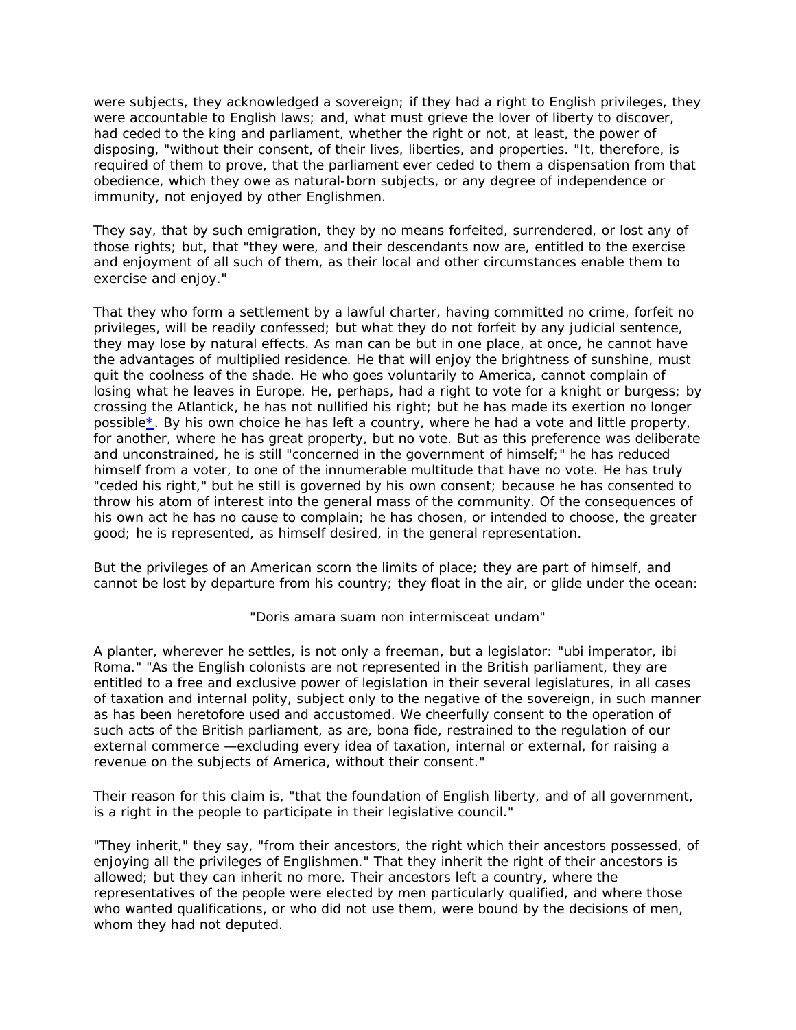were subjects, they acknowledged a sovereign; if they had a right to English privileges, they were accountable to English laws; and, what must grieve the lover of liberty to discover, had ceded to the king and parliament, whether the right or not, at least, the power of disposing, "without their consent, of their lives, liberties, and properties. "It, therefore, is required of them to prove, that the parliament ever ceded to them a dispensation from that obedience, which they owe as natural-born subjects, or any degree of independence or immunity, not enjoyed by other Englishmen.

They say, that by such emigration, they by no means forfeited, surrendered, or lost any of those rights; but, that "they were, and their descendants now are, entitled to the exercise and enjoyment of all such of them, as their local and other circumstances enable them to exercise and enjoy."

That they who form a settlement by a lawful charter, having committed no crime, forfeit no privileges, will be readily confessed; but what they do not forfeit by any judicial sentence, they may lose by natural effects. As man can be but in one place, at once, he cannot have the advantages of multiplied residence. He that will enjoy the brightness of sunshine, must quit the coolness of the shade. He who goes voluntarily to America, cannot complain of losing what he leaves in Europe. He, perhaps, had a right to vote for a knight or burgess; by crossing the Atlantick, he has not nullified his right; but he has made its exertion no longer possible*. By his own choice he has left a country, where he had a vote and little property, for another, where he has great property, but no vote. But as this preference was deliberate and unconstrained, he is still "concerned in the government of himself;" he has reduced himself from a voter, to one of the innumerable multitude that have no vote. He has truly "ceded his right," but he still is governed by his own consent; because he has consented to throw his atom of interest into the general mass of the community. Of the consequences of his own act he has no cause to complain; he has chosen, or intended to choose, the greater good; he is represented, as himself desired, in the general representation.

But the privileges of an American scorn the limits of place; they are part of himself, and cannot be lost by departure from his country; they float in the air, or glide under the ocean:

"Doris amara suam non intermisceat undam"

A planter, wherever he settles, is not only a freeman, but a legislator: "ubi imperator, ibi Roma." "As the English colonists are not represented in the British parliament, they are entitled to a free and exclusive power of legislation in their several legislatures, in all cases of taxation and internal polity, subject only to the negative of the sovereign, in such manner as has been heretofore used and accustomed. We cheerfully consent to the operation of such acts of the British parliament, as are, bona fide, restrained to the regulation of our external commerce —excluding every idea of taxation, internal or external, for raising a revenue on the subjects of America, without their consent."

Their reason for this claim is, "that the foundation of English liberty, and of all government, is a right in the people to participate in their legislative council."

"They inherit," they say, "from their ancestors, the right which their ancestors possessed, of enjoying all the privileges of Englishmen." That they inherit the right of their ancestors is allowed; but they can inherit no more. Their ancestors left a country, where the representatives of the people were elected by men particularly qualified, and where those who wanted qualifications, or who did not use them, were bound by the decisions of men, whom they had not deputed.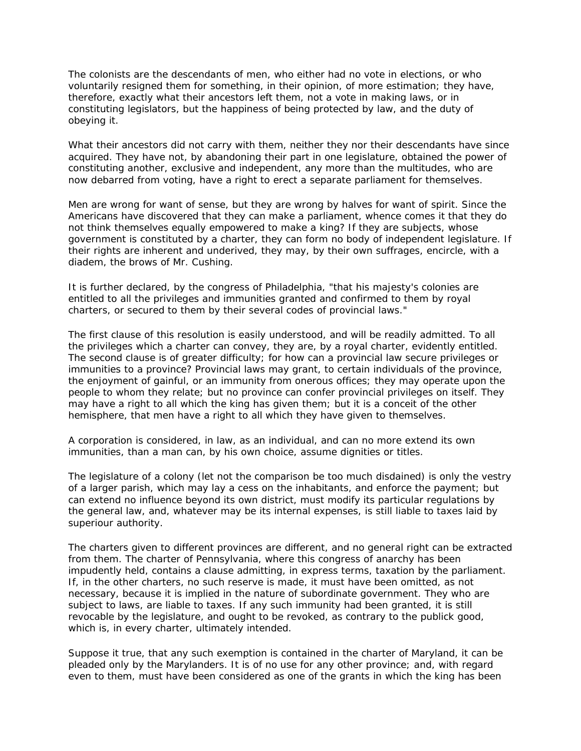The colonists are the descendants of men, who either had no vote in elections, or who voluntarily resigned them for something, in their opinion, of more estimation; they have, therefore, exactly what their ancestors left them, not a vote in making laws, or in constituting legislators, but the happiness of being protected by law, and the duty of obeying it.

What their ancestors did not carry with them, neither they nor their descendants have since acquired. They have not, by abandoning their part in one legislature, obtained the power of constituting another, exclusive and independent, any more than the multitudes, who are now debarred from voting, have a right to erect a separate parliament for themselves.

Men are wrong for want of sense, but they are wrong by halves for want of spirit. Since the Americans have discovered that they can make a parliament, whence comes it that they do not think themselves equally empowered to make a king? If they are subjects, whose government is constituted by a charter, they can form no body of independent legislature. If their rights are inherent and underived, they may, by their own suffrages, encircle, with a diadem, the brows of Mr. Cushing.

It is further declared, by the congress of Philadelphia, "that his majesty's colonies are entitled to all the privileges and immunities granted and confirmed to them by royal charters, or secured to them by their several codes of provincial laws."

The first clause of this resolution is easily understood, and will be readily admitted. To all the privileges which a charter can convey, they are, by a royal charter, evidently entitled. The second clause is of greater difficulty; for how can a provincial law secure privileges or immunities to a province? Provincial laws may grant, to certain individuals of the province, the enjoyment of gainful, or an immunity from onerous offices; they may operate upon the people to whom they relate; but no province can confer provincial privileges on itself. They may have a right to all which the king has given them; but it is a conceit of the other hemisphere, that men have a right to all which they have given to themselves.

A corporation is considered, in law, as an individual, and can no more extend its own immunities, than a man can, by his own choice, assume dignities or titles.

The legislature of a colony (let not the comparison be too much disdained) is only the vestry of a larger parish, which may lay a cess on the inhabitants, and enforce the payment; but can extend no influence beyond its own district, must modify its particular regulations by the general law, and, whatever may be its internal expenses, is still liable to taxes laid by superiour authority.

The charters given to different provinces are different, and no general right can be extracted from them. The charter of Pennsylvania, where this congress of anarchy has been impudently held, contains a clause admitting, in express terms, taxation by the parliament. If, in the other charters, no such reserve is made, it must have been omitted, as not necessary, because it is implied in the nature of subordinate government. They who are subject to laws, are liable to taxes. If any such immunity had been granted, it is still revocable by the legislature, and ought to be revoked, as contrary to the publick good, which is, in every charter, ultimately intended.

Suppose it true, that any such exemption is contained in the charter of Maryland, it can be pleaded only by the Marylanders. It is of no use for any other province; and, with regard even to them, must have been considered as one of the grants in which the king has been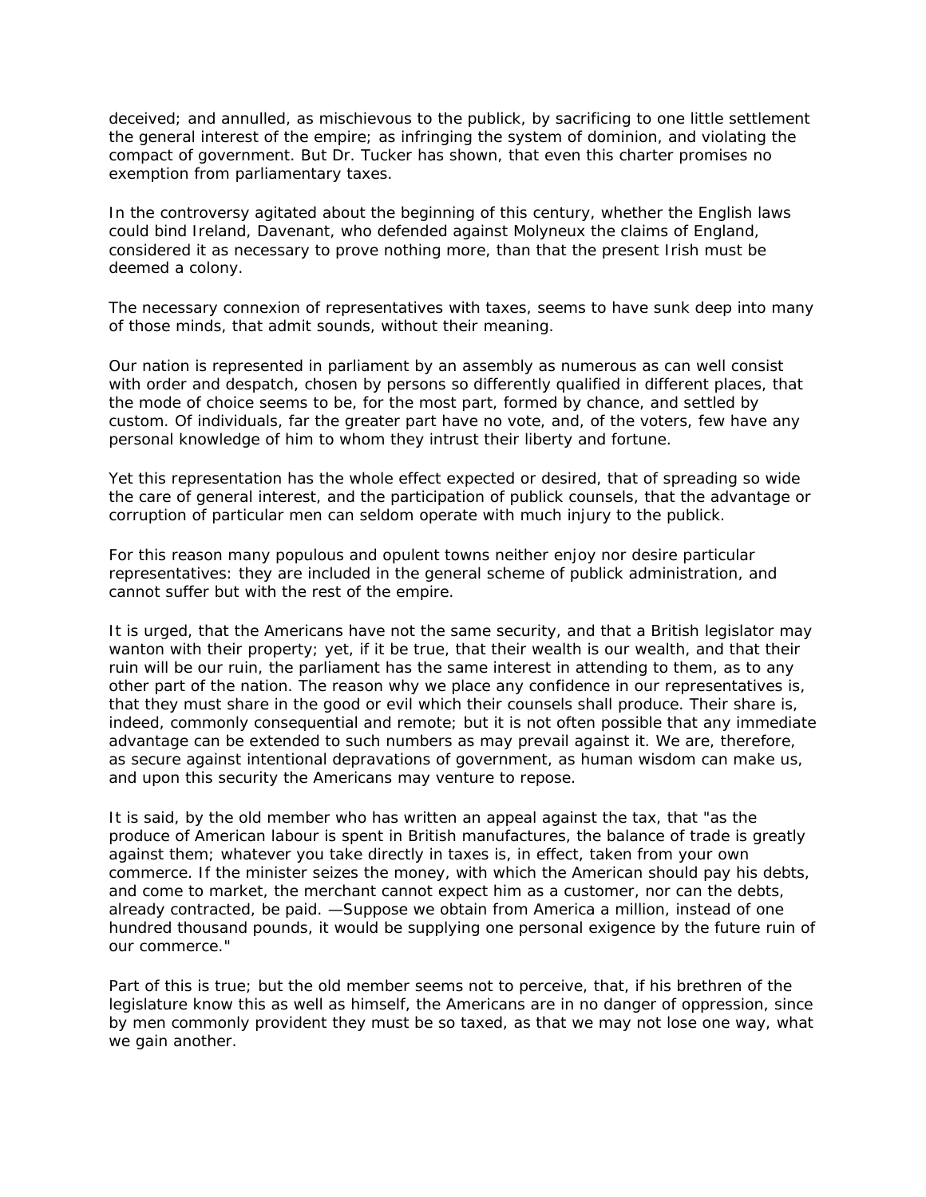deceived; and annulled, as mischievous to the publick, by sacrificing to one little settlement the general interest of the empire; as infringing the system of dominion, and violating the compact of government. But Dr. Tucker has shown, that even this charter promises no exemption from parliamentary taxes.

In the controversy agitated about the beginning of this century, whether the English laws could bind Ireland, Davenant, who defended against Molyneux the claims of England, considered it as necessary to prove nothing more, than that the present Irish must be deemed a colony.

The necessary connexion of representatives with taxes, seems to have sunk deep into many of those minds, that admit sounds, without their meaning.

Our nation is represented in parliament by an assembly as numerous as can well consist with order and despatch, chosen by persons so differently qualified in different places, that the mode of choice seems to be, for the most part, formed by chance, and settled by custom. Of individuals, far the greater part have no vote, and, of the voters, few have any personal knowledge of him to whom they intrust their liberty and fortune.

Yet this representation has the whole effect expected or desired, that of spreading so wide the care of general interest, and the participation of publick counsels, that the advantage or corruption of particular men can seldom operate with much injury to the publick.

For this reason many populous and opulent towns neither enjoy nor desire particular representatives: they are included in the general scheme of publick administration, and cannot suffer but with the rest of the empire.

It is urged, that the Americans have not the same security, and that a British legislator may wanton with their property; yet, if it be true, that their wealth is our wealth, and that their ruin will be our ruin, the parliament has the same interest in attending to them, as to any other part of the nation. The reason why we place any confidence in our representatives is, that they must share in the good or evil which their counsels shall produce. Their share is, indeed, commonly consequential and remote; but it is not often possible that any immediate advantage can be extended to such numbers as may prevail against it. We are, therefore, as secure against intentional depravations of government, as human wisdom can make us, and upon this security the Americans may venture to repose.

It is said, by the old member who has written an appeal against the tax, that "as the produce of American labour is spent in British manufactures, the balance of trade is greatly against them; whatever you take directly in taxes is, in effect, taken from your own commerce. If the minister seizes the money, with which the American should pay his debts, and come to market, the merchant cannot expect him as a customer, nor can the debts, already contracted, be paid. —Suppose we obtain from America a million, instead of one hundred thousand pounds, it would be supplying one personal exigence by the future ruin of our commerce."

Part of this is true; but the old member seems not to perceive, that, if his brethren of the legislature know this as well as himself, the Americans are in no danger of oppression, since by men commonly provident they must be so taxed, as that we may not lose one way, what we gain another.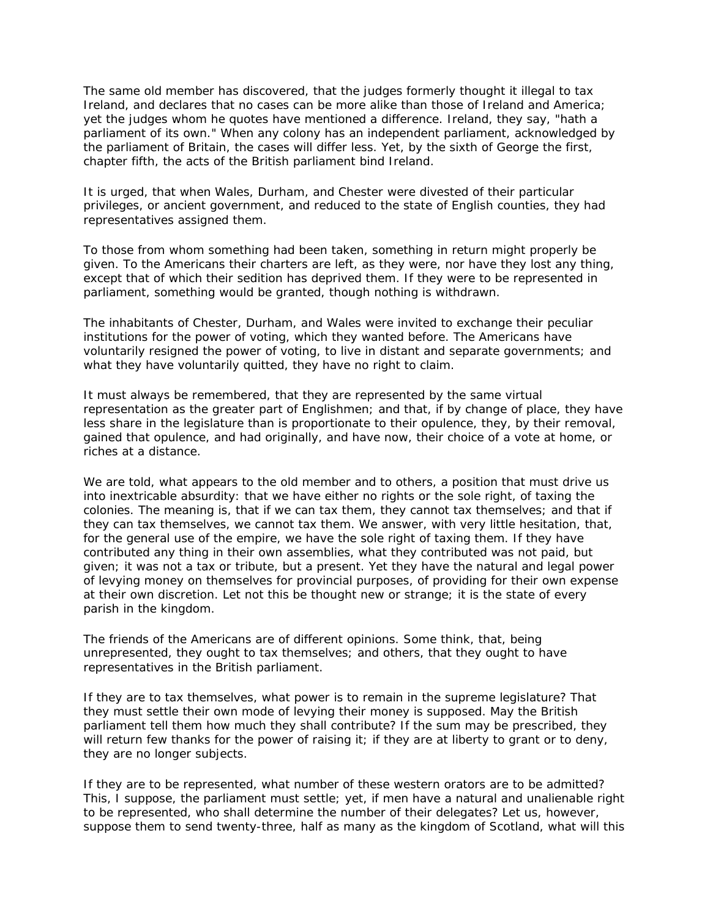The same old member has discovered, that the judges formerly thought it illegal to tax Ireland, and declares that no cases can be more alike than those of Ireland and America; yet the judges whom he quotes have mentioned a difference. Ireland, they say, "hath a parliament of its own." When any colony has an independent parliament, acknowledged by the parliament of Britain, the cases will differ less. Yet, by the sixth of George the first, chapter fifth, the acts of the British parliament bind Ireland.

It is urged, that when Wales, Durham, and Chester were divested of their particular privileges, or ancient government, and reduced to the state of English counties, they had representatives assigned them.

To those from whom something had been taken, something in return might properly be given. To the Americans their charters are left, as they were, nor have they lost any thing, except that of which their sedition has deprived them. If they were to be represented in parliament, something would be granted, though nothing is withdrawn.

The inhabitants of Chester, Durham, and Wales were invited to exchange their peculiar institutions for the power of voting, which they wanted before. The Americans have voluntarily resigned the power of voting, to live in distant and separate governments; and what they have voluntarily quitted, they have no right to claim.

It must always be remembered, that they are represented by the same virtual representation as the greater part of Englishmen; and that, if by change of place, they have less share in the legislature than is proportionate to their opulence, they, by their removal, gained that opulence, and had originally, and have now, their choice of a vote at home, or riches at a distance.

We are told, what appears to the old member and to others, a position that must drive us into inextricable absurdity: that we have either no rights or the sole right, of taxing the colonies. The meaning is, that if we can tax them, they cannot tax themselves; and that if they can tax themselves, we cannot tax them. We answer, with very little hesitation, that, for the general use of the empire, we have the sole right of taxing them. If they have contributed any thing in their own assemblies, what they contributed was not paid, but given; it was not a tax or tribute, but a present. Yet they have the natural and legal power of levying money on themselves for provincial purposes, of providing for their own expense at their own discretion. Let not this be thought new or strange; it is the state of every parish in the kingdom.

The friends of the Americans are of different opinions. Some think, that, being unrepresented, they ought to tax themselves; and others, that they ought to have representatives in the British parliament.

If they are to tax themselves, what power is to remain in the supreme legislature? That they must settle their own mode of levying their money is supposed. May the British parliament tell them how much they shall contribute? If the sum may be prescribed, they will return few thanks for the power of raising it; if they are at liberty to grant or to deny, they are no longer subjects.

If they are to be represented, what number of these western orators are to be admitted? This, I suppose, the parliament must settle; yet, if men have a natural and unalienable right to be represented, who shall determine the number of their delegates? Let us, however, suppose them to send twenty-three, half as many as the kingdom of Scotland, what will this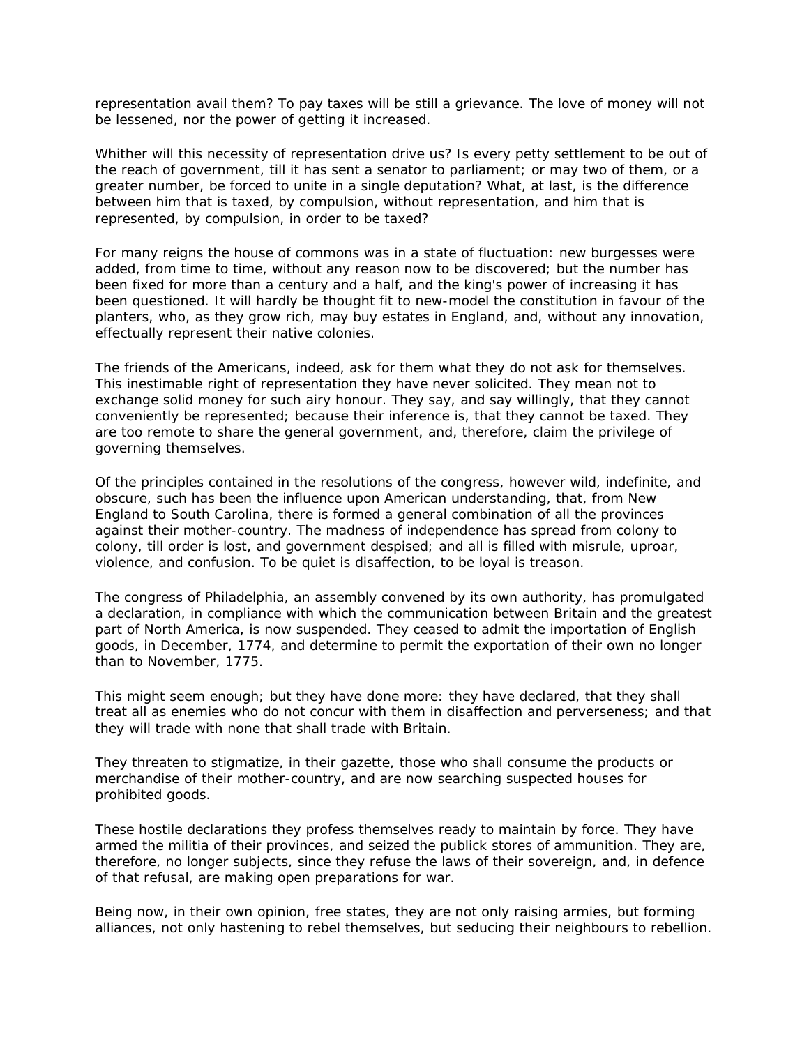representation avail them? To pay taxes will be still a grievance. The love of money will not be lessened, nor the power of getting it increased.

Whither will this necessity of representation drive us? Is every petty settlement to be out of the reach of government, till it has sent a senator to parliament; or may two of them, or a greater number, be forced to unite in a single deputation? What, at last, is the difference between him that is taxed, by compulsion, without representation, and him that is represented, by compulsion, in order to be taxed?

For many reigns the house of commons was in a state of fluctuation: new burgesses were added, from time to time, without any reason now to be discovered; but the number has been fixed for more than a century and a half, and the king's power of increasing it has been questioned. It will hardly be thought fit to new-model the constitution in favour of the planters, who, as they grow rich, may buy estates in England, and, without any innovation, effectually represent their native colonies.

The friends of the Americans, indeed, ask for them what they do not ask for themselves. This inestimable right of representation they have never solicited. They mean not to exchange solid money for such airy honour. They say, and say willingly, that they cannot conveniently be represented; because their inference is, that they cannot be taxed. They are too remote to share the general government, and, therefore, claim the privilege of governing themselves.

Of the principles contained in the resolutions of the congress, however wild, indefinite, and obscure, such has been the influence upon American understanding, that, from New England to South Carolina, there is formed a general combination of all the provinces against their mother-country. The madness of independence has spread from colony to colony, till order is lost, and government despised; and all is filled with misrule, uproar, violence, and confusion. To be quiet is disaffection, to be loyal is treason.

The congress of Philadelphia, an assembly convened by its own authority, has promulgated a declaration, in compliance with which the communication between Britain and the greatest part of North America, is now suspended. They ceased to admit the importation of English goods, in December, 1774, and determine to permit the exportation of their own no longer than to November, 1775.

This might seem enough; but they have done more: they have declared, that they shall treat all as enemies who do not concur with them in disaffection and perverseness; and that they will trade with none that shall trade with Britain.

They threaten to stigmatize, in their gazette, those who shall consume the products or merchandise of their mother-country, and are now searching suspected houses for prohibited goods.

These hostile declarations they profess themselves ready to maintain by force. They have armed the militia of their provinces, and seized the publick stores of ammunition. They are, therefore, no longer subjects, since they refuse the laws of their sovereign, and, in defence of that refusal, are making open preparations for war.

Being now, in their own opinion, free states, they are not only raising armies, but forming alliances, not only hastening to rebel themselves, but seducing their neighbours to rebellion.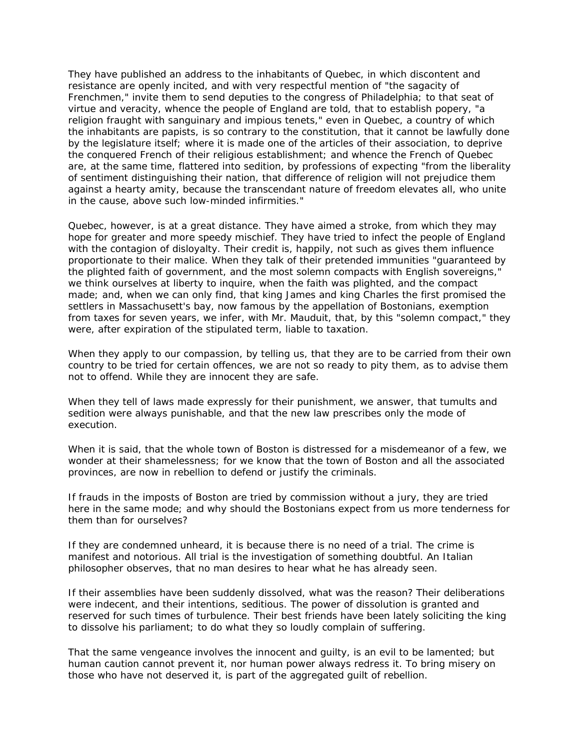They have published an address to the inhabitants of Quebec, in which discontent and resistance are openly incited, and with very respectful mention of "the sagacity of Frenchmen," invite them to send deputies to the congress of Philadelphia; to that seat of virtue and veracity, whence the people of England are told, that to establish popery, "a religion fraught with sanguinary and impious tenets," even in Quebec, a country of which the inhabitants are papists, is so contrary to the constitution, that it cannot be lawfully done by the legislature itself; where it is made one of the articles of their association, to deprive the conquered French of their religious establishment; and whence the French of Quebec are, at the same time, flattered into sedition, by professions of expecting "from the liberality of sentiment distinguishing their nation, that difference of religion will not prejudice them against a hearty amity, because the transcendant nature of freedom elevates all, who unite in the cause, above such low-minded infirmities."

Quebec, however, is at a great distance. They have aimed a stroke, from which they may hope for greater and more speedy mischief. They have tried to infect the people of England with the contagion of disloyalty. Their credit is, happily, not such as gives them influence proportionate to their malice. When they talk of their pretended immunities "guaranteed by the plighted faith of government, and the most solemn compacts with English sovereigns," we think ourselves at liberty to inquire, when the faith was plighted, and the compact made; and, when we can only find, that king James and king Charles the first promised the settlers in Massachusett's bay, now famous by the appellation of Bostonians, exemption from taxes for seven years, we infer, with Mr. Mauduit, that, by this "solemn compact," they were, after expiration of the stipulated term, liable to taxation.

When they apply to our compassion, by telling us, that they are to be carried from their own country to be tried for certain offences, we are not so ready to pity them, as to advise them not to offend. While they are innocent they are safe.

When they tell of laws made expressly for their punishment, we answer, that tumults and sedition were always punishable, and that the new law prescribes only the mode of execution.

When it is said, that the whole town of Boston is distressed for a misdemeanor of a few, we wonder at their shamelessness; for we know that the town of Boston and all the associated provinces, are now in rebellion to defend or justify the criminals.

If frauds in the imposts of Boston are tried by commission without a jury, they are tried here in the same mode; and why should the Bostonians expect from us more tenderness for them than for ourselves?

If they are condemned unheard, it is because there is no need of a trial. The crime is manifest and notorious. All trial is the investigation of something doubtful. An Italian philosopher observes, that no man desires to hear what he has already seen.

If their assemblies have been suddenly dissolved, what was the reason? Their deliberations were indecent, and their intentions, seditious. The power of dissolution is granted and reserved for such times of turbulence. Their best friends have been lately soliciting the king to dissolve his parliament; to do what they so loudly complain of suffering.

That the same vengeance involves the innocent and guilty, is an evil to be lamented; but human caution cannot prevent it, nor human power always redress it. To bring misery on those who have not deserved it, is part of the aggregated guilt of rebellion.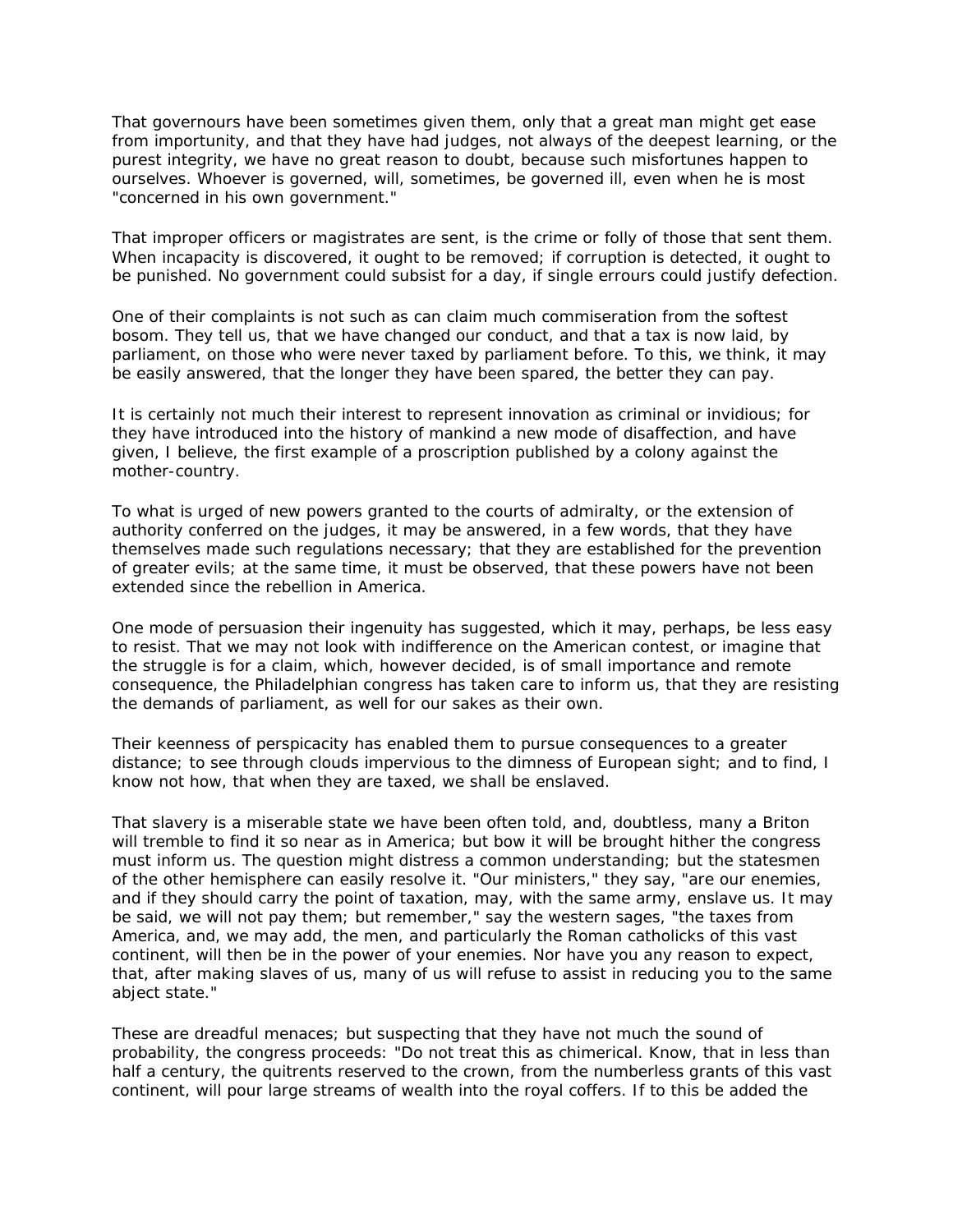That governours have been sometimes given them, only that a great man might get ease from importunity, and that they have had judges, not always of the deepest learning, or the purest integrity, we have no great reason to doubt, because such misfortunes happen to ourselves. Whoever is governed, will, sometimes, be governed ill, even when he is most "concerned in his own government."

That improper officers or magistrates are sent, is the crime or folly of those that sent them. When incapacity is discovered, it ought to be removed; if corruption is detected, it ought to be punished. No government could subsist for a day, if single errours could justify defection.

One of their complaints is not such as can claim much commiseration from the softest bosom. They tell us, that we have changed our conduct, and that a tax is now laid, by parliament, on those who were never taxed by parliament before. To this, we think, it may be easily answered, that the longer they have been spared, the better they can pay.

It is certainly not much their interest to represent innovation as criminal or invidious; for they have introduced into the history of mankind a new mode of disaffection, and have given, I believe, the first example of a proscription published by a colony against the mother-country.

To what is urged of new powers granted to the courts of admiralty, or the extension of authority conferred on the judges, it may be answered, in a few words, that they have themselves made such regulations necessary; that they are established for the prevention of greater evils; at the same time, it must be observed, that these powers have not been extended since the rebellion in America.

One mode of persuasion their ingenuity has suggested, which it may, perhaps, be less easy to resist. That we may not look with indifference on the American contest, or imagine that the struggle is for a claim, which, however decided, is of small importance and remote consequence, the Philadelphian congress has taken care to inform us, that they are resisting the demands of parliament, as well for our sakes as their own.

Their keenness of perspicacity has enabled them to pursue consequences to a greater distance; to see through clouds impervious to the dimness of European sight; and to find, I know not how, that when they are taxed, we shall be enslaved.

That slavery is a miserable state we have been often told, and, doubtless, many a Briton will tremble to find it so near as in America; but bow it will be brought hither the congress must inform us. The question might distress a common understanding; but the statesmen of the other hemisphere can easily resolve it. "Our ministers," they say, "are our enemies, and if they should carry the point of taxation, may, with the same army, enslave us. It may be said, we will not pay them; but remember," say the western sages, "the taxes from America, and, we may add, the men, and particularly the Roman catholicks of this vast continent, will then be in the power of your enemies. Nor have you any reason to expect, that, after making slaves of us, many of us will refuse to assist in reducing you to the same abject state."

These are dreadful menaces; but suspecting that they have not much the sound of probability, the congress proceeds: "Do not treat this as chimerical. Know, that in less than half a century, the quitrents reserved to the crown, from the numberless grants of this vast continent, will pour large streams of wealth into the royal coffers. If to this be added the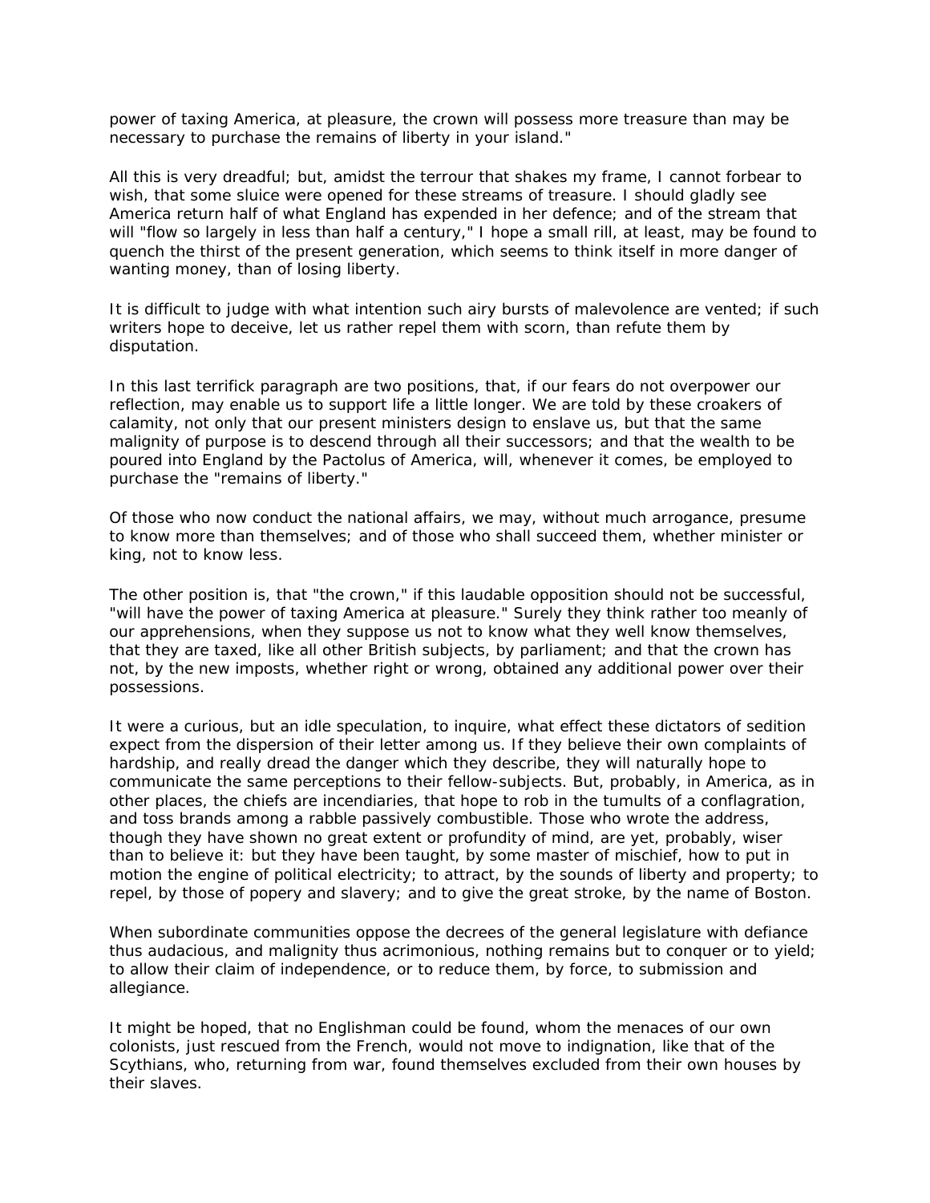power of taxing America, at pleasure, the crown will possess more treasure than may be necessary to purchase the remains of liberty in your island."

All this is very dreadful; but, amidst the terrour that shakes my frame, I cannot forbear to wish, that some sluice were opened for these streams of treasure. I should gladly see America return half of what England has expended in her defence; and of the stream that will "flow so largely in less than half a century," I hope a small rill, at least, may be found to quench the thirst of the present generation, which seems to think itself in more danger of wanting money, than of losing liberty.

It is difficult to judge with what intention such airy bursts of malevolence are vented; if such writers hope to deceive, let us rather repel them with scorn, than refute them by disputation.

In this last terrifick paragraph are two positions, that, if our fears do not overpower our reflection, may enable us to support life a little longer. We are told by these croakers of calamity, not only that our present ministers design to enslave us, but that the same malignity of purpose is to descend through all their successors; and that the wealth to be poured into England by the Pactolus of America, will, whenever it comes, be employed to purchase the "remains of liberty."

Of those who now conduct the national affairs, we may, without much arrogance, presume to know more than themselves; and of those who shall succeed them, whether minister or king, not to know less.

The other position is, that "the crown," if this laudable opposition should not be successful, "will have the power of taxing America at pleasure." Surely they think rather too meanly of our apprehensions, when they suppose us not to know what they well know themselves, that they are taxed, like all other British subjects, by parliament; and that the crown has not, by the new imposts, whether right or wrong, obtained any additional power over their possessions.

It were a curious, but an idle speculation, to inquire, what effect these dictators of sedition expect from the dispersion of their letter among us. If they believe their own complaints of hardship, and really dread the danger which they describe, they will naturally hope to communicate the same perceptions to their fellow-subjects. But, probably, in America, as in other places, the chiefs are incendiaries, that hope to rob in the tumults of a conflagration, and toss brands among a rabble passively combustible. Those who wrote the address, though they have shown no great extent or profundity of mind, are yet, probably, wiser than to believe it: but they have been taught, by some master of mischief, how to put in motion the engine of political electricity; to attract, by the sounds of liberty and property; to repel, by those of popery and slavery; and to give the great stroke, by the name of Boston.

When subordinate communities oppose the decrees of the general legislature with defiance thus audacious, and malignity thus acrimonious, nothing remains but to conquer or to yield; to allow their claim of independence, or to reduce them, by force, to submission and allegiance.

It might be hoped, that no Englishman could be found, whom the menaces of our own colonists, just rescued from the French, would not move to indignation, like that of the Scythians, who, returning from war, found themselves excluded from their own houses by their slaves.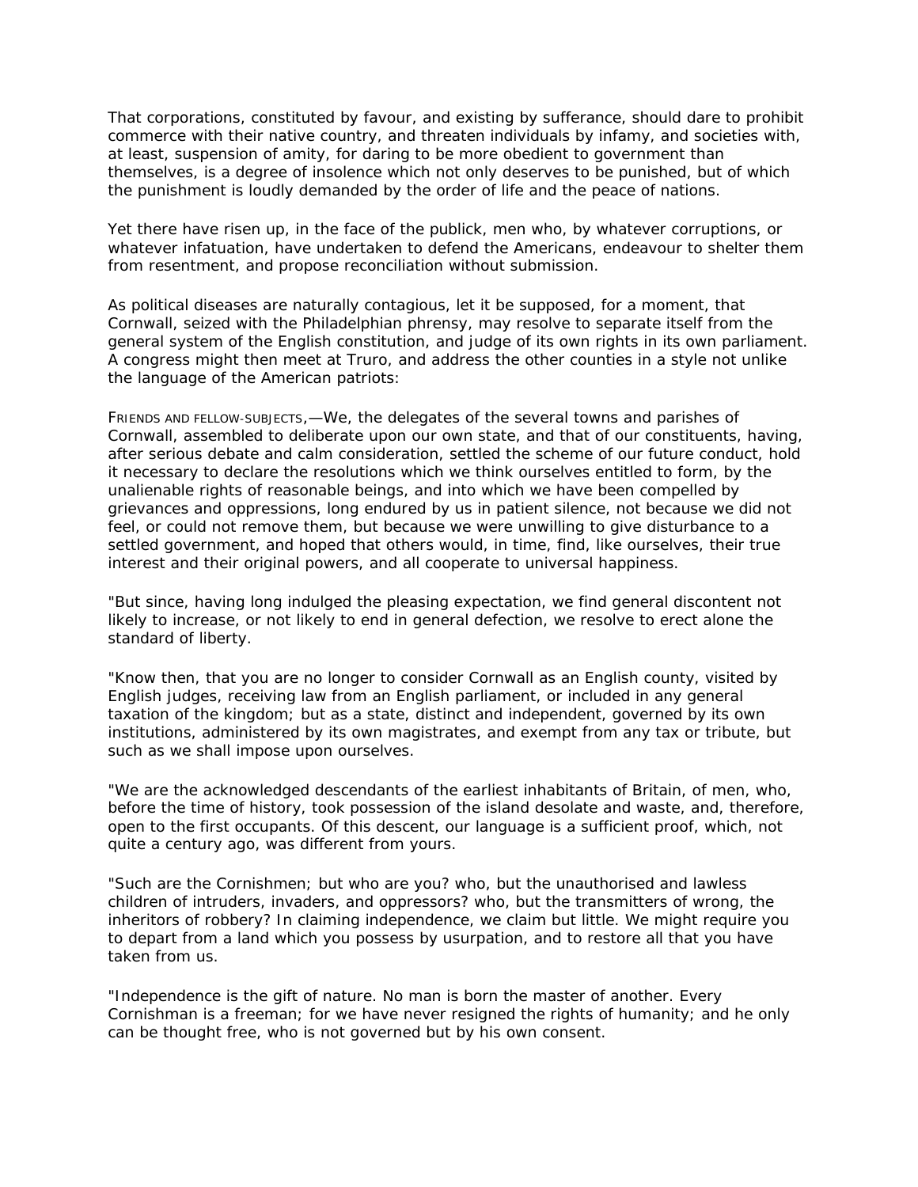That corporations, constituted by favour, and existing by sufferance, should dare to prohibit commerce with their native country, and threaten individuals by infamy, and societies with, at least, suspension of amity, for daring to be more obedient to government than themselves, is a degree of insolence which not only deserves to be punished, but of which the punishment is loudly demanded by the order of life and the peace of nations.

Yet there have risen up, in the face of the publick, men who, by whatever corruptions, or whatever infatuation, have undertaken to defend the Americans, endeavour to shelter them from resentment, and propose reconciliation without submission.

As political diseases are naturally contagious, let it be supposed, for a moment, that Cornwall, seized with the Philadelphian phrensy, may resolve to separate itself from the general system of the English constitution, and judge of its own rights in its own parliament. A congress might then meet at Truro, and address the other counties in a style not unlike the language of the American patriots:

FRIENDS AND FELLOW-SUBJECTS,—We, the delegates of the several towns and parishes of Cornwall, assembled to deliberate upon our own state, and that of our constituents, having, after serious debate and calm consideration, settled the scheme of our future conduct, hold it necessary to declare the resolutions which we think ourselves entitled to form, by the unalienable rights of reasonable beings, and into which we have been compelled by grievances and oppressions, long endured by us in patient silence, not because we did not feel, or could not remove them, but because we were unwilling to give disturbance to a settled government, and hoped that others would, in time, find, like ourselves, their true interest and their original powers, and all cooperate to universal happiness.

"But since, having long indulged the pleasing expectation, we find general discontent not likely to increase, or not likely to end in general defection, we resolve to erect alone the standard of liberty.

"Know then, that you are no longer to consider Cornwall as an English county, visited by English judges, receiving law from an English parliament, or included in any general taxation of the kingdom; but as a state, distinct and independent, governed by its own institutions, administered by its own magistrates, and exempt from any tax or tribute, but such as we shall impose upon ourselves.

"We are the acknowledged descendants of the earliest inhabitants of Britain, of men, who, before the time of history, took possession of the island desolate and waste, and, therefore, open to the first occupants. Of this descent, our language is a sufficient proof, which, not quite a century ago, was different from yours.

"Such are the Cornishmen; but who are you? who, but the unauthorised and lawless children of intruders, invaders, and oppressors? who, but the transmitters of wrong, the inheritors of robbery? In claiming independence, we claim but little. We might require you to depart from a land which you possess by usurpation, and to restore all that you have taken from us.

"Independence is the gift of nature. No man is born the master of another. Every Cornishman is a freeman; for we have never resigned the rights of humanity; and he only can be thought free, who is not governed but by his own consent.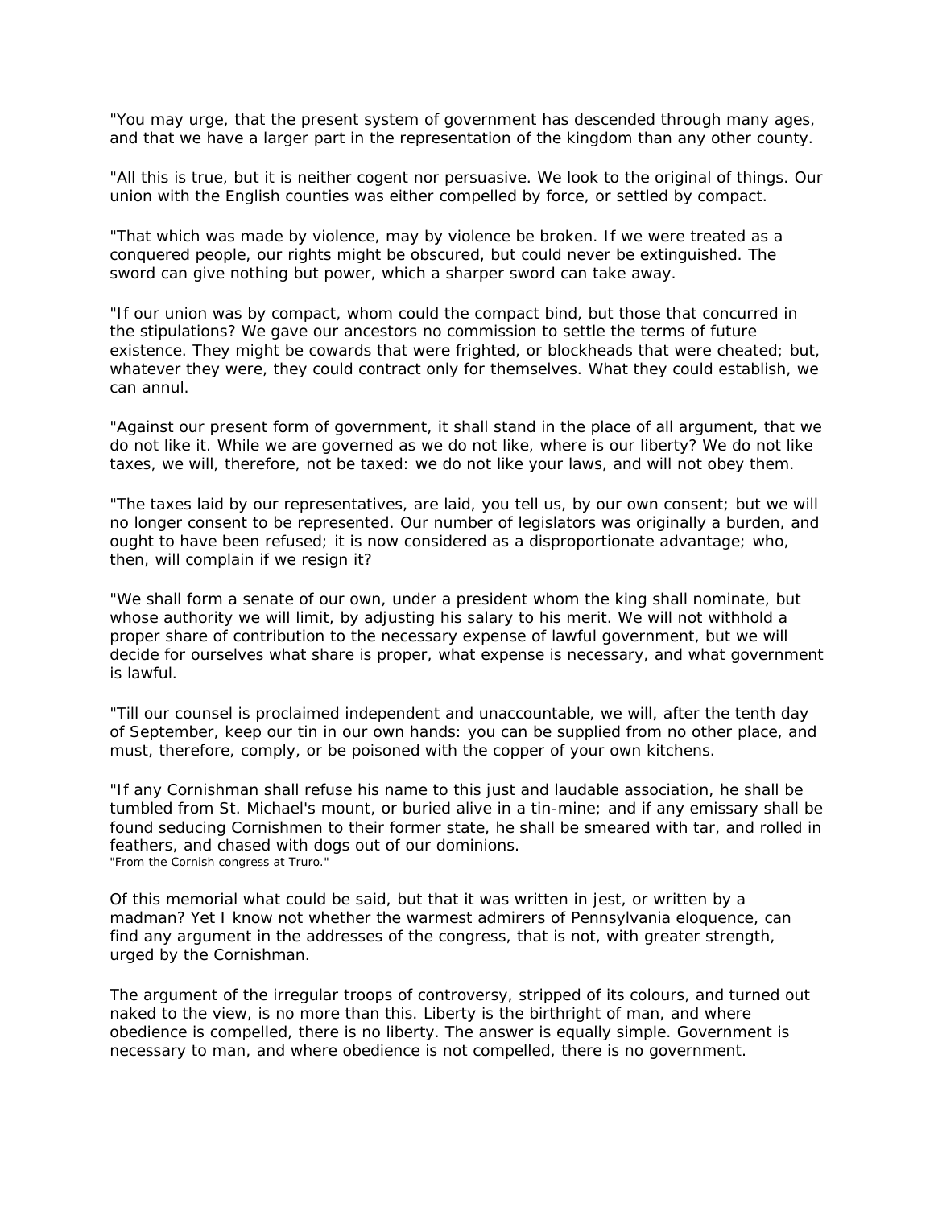"You may urge, that the present system of government has descended through many ages, and that we have a larger part in the representation of the kingdom than any other county.

"All this is true, but it is neither cogent nor persuasive. We look to the original of things. Our union with the English counties was either compelled by force, or settled by compact.

"That which was made by violence, may by violence be broken. If we were treated as a conquered people, our rights might be obscured, but could never be extinguished. The sword can give nothing but power, which a sharper sword can take away.

"If our union was by compact, whom could the compact bind, but those that concurred in the stipulations? We gave our ancestors no commission to settle the terms of future existence. They might be cowards that were frighted, or blockheads that were cheated; but, whatever they were, they could contract only for themselves. What they could establish, we can annul.

"Against our present form of government, it shall stand in the place of all argument, that we do not like it. While we are governed as we do not like, where is our liberty? We do not like taxes, we will, therefore, not be taxed: we do not like your laws, and will not obey them.

"The taxes laid by our representatives, are laid, you tell us, by our own consent; but we will no longer consent to be represented. Our number of legislators was originally a burden, and ought to have been refused; it is now considered as a disproportionate advantage; who, then, will complain if we resign it?

"We shall form a senate of our own, under a president whom the king shall nominate, but whose authority we will limit, by adjusting his salary to his merit. We will not withhold a proper share of contribution to the necessary expense of lawful government, but we will decide for ourselves what share is proper, what expense is necessary, and what government is lawful.

"Till our counsel is proclaimed independent and unaccountable, we will, after the tenth day of September, keep our tin in our own hands: you can be supplied from no other place, and must, therefore, comply, or be poisoned with the copper of your own kitchens.

"If any Cornishman shall refuse his name to this just and laudable association, he shall be tumbled from St. Michael's mount, or buried alive in a tin-mine; and if any emissary shall be found seducing Cornishmen to their former state, he shall be smeared with tar, and rolled in feathers, and chased with dogs out of our dominions.
"From the Cornish congress at Truro."

Of this memorial what could be said, but that it was written in jest, or written by a madman? Yet I know not whether the warmest admirers of Pennsylvania eloquence, can find any argument in the addresses of the congress, that is not, with greater strength, urged by the Cornishman.

The argument of the irregular troops of controversy, stripped of its colours, and turned out naked to the view, is no more than this. Liberty is the birthright of man, and where obedience is compelled, there is no liberty. The answer is equally simple. Government is necessary to man, and where obedience is not compelled, there is no government.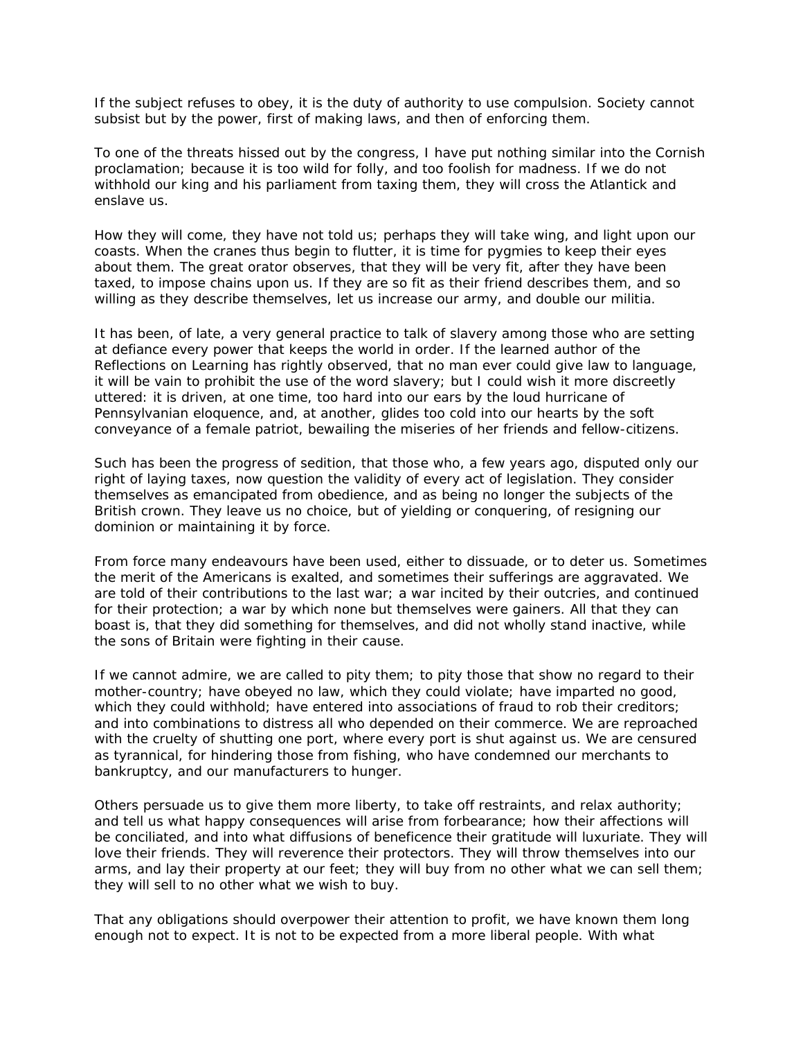If the subject refuses to obey, it is the duty of authority to use compulsion. Society cannot subsist but by the power, first of making laws, and then of enforcing them.

To one of the threats hissed out by the congress, I have put nothing similar into the Cornish proclamation; because it is too wild for folly, and too foolish for madness. If we do not withhold our king and his parliament from taxing them, they will cross the Atlantick and enslave us.

How they will come, they have not told us; perhaps they will take wing, and light upon our coasts. When the cranes thus begin to flutter, it is time for pygmies to keep their eyes about them. The great orator observes, that they will be very fit, after they have been taxed, to impose chains upon us. If they are so fit as their friend describes them, and so willing as they describe themselves, let us increase our army, and double our militia.

It has been, of late, a very general practice to talk of slavery among those who are setting at defiance every power that keeps the world in order. If the learned author of the Reflections on Learning has rightly observed, that no man ever could give law to language, it will be vain to prohibit the use of the word slavery; but I could wish it more discreetly uttered: it is driven, at one time, too hard into our ears by the loud hurricane of Pennsylvanian eloquence, and, at another, glides too cold into our hearts by the soft conveyance of a female patriot, bewailing the miseries of her friends and fellow-citizens.

Such has been the progress of sedition, that those who, a few years ago, disputed only our right of laying taxes, now question the validity of every act of legislation. They consider themselves as emancipated from obedience, and as being no longer the subjects of the British crown. They leave us no choice, but of yielding or conquering, of resigning our dominion or maintaining it by force.

From force many endeavours have been used, either to dissuade, or to deter us. Sometimes the merit of the Americans is exalted, and sometimes their sufferings are aggravated. We are told of their contributions to the last war; a war incited by their outcries, and continued for their protection; a war by which none but themselves were gainers. All that they can boast is, that they did something for themselves, and did not wholly stand inactive, while the sons of Britain were fighting in their cause.

If we cannot admire, we are called to pity them; to pity those that show no regard to their mother-country; have obeyed no law, which they could violate; have imparted no good, which they could withhold; have entered into associations of fraud to rob their creditors; and into combinations to distress all who depended on their commerce. We are reproached with the cruelty of shutting one port, where every port is shut against us. We are censured as tyrannical, for hindering those from fishing, who have condemned our merchants to bankruptcy, and our manufacturers to hunger.

Others persuade us to give them more liberty, to take off restraints, and relax authority; and tell us what happy consequences will arise from forbearance; how their affections will be conciliated, and into what diffusions of beneficence their gratitude will luxuriate. They will love their friends. They will reverence their protectors. They will throw themselves into our arms, and lay their property at our feet; they will buy from no other what we can sell them; they will sell to no other what we wish to buy.

That any obligations should overpower their attention to profit, we have known them long enough not to expect. It is not to be expected from a more liberal people. With what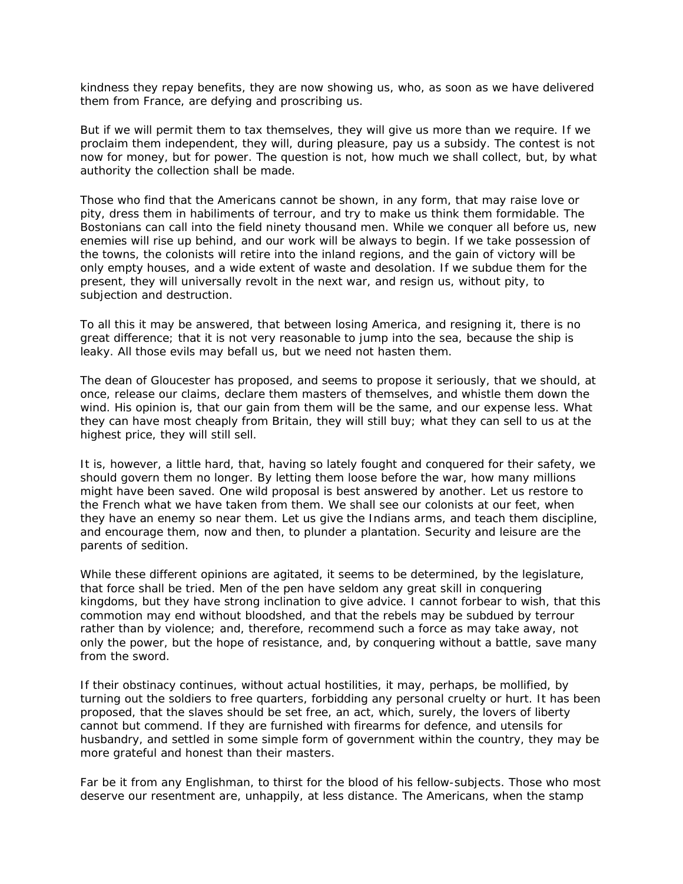kindness they repay benefits, they are now showing us, who, as soon as we have delivered them from France, are defying and proscribing us.

But if we will permit them to tax themselves, they will give us more than we require. If we proclaim them independent, they will, during pleasure, pay us a subsidy. The contest is not now for money, but for power. The question is not, how much we shall collect, but, by what authority the collection shall be made.

Those who find that the Americans cannot be shown, in any form, that may raise love or pity, dress them in habiliments of terrour, and try to make us think them formidable. The Bostonians can call into the field ninety thousand men. While we conquer all before us, new enemies will rise up behind, and our work will be always to begin. If we take possession of the towns, the colonists will retire into the inland regions, and the gain of victory will be only empty houses, and a wide extent of waste and desolation. If we subdue them for the present, they will universally revolt in the next war, and resign us, without pity, to subjection and destruction.

To all this it may be answered, that between losing America, and resigning it, there is no great difference; that it is not very reasonable to jump into the sea, because the ship is leaky. All those evils may befall us, but we need not hasten them.

The dean of Gloucester has proposed, and seems to propose it seriously, that we should, at once, release our claims, declare them masters of themselves, and whistle them down the wind. His opinion is, that our gain from them will be the same, and our expense less. What they can have most cheaply from Britain, they will still buy; what they can sell to us at the highest price, they will still sell.

It is, however, a little hard, that, having so lately fought and conquered for their safety, we should govern them no longer. By letting them loose before the war, how many millions might have been saved. One wild proposal is best answered by another. Let us restore to the French what we have taken from them. We shall see our colonists at our feet, when they have an enemy so near them. Let us give the Indians arms, and teach them discipline, and encourage them, now and then, to plunder a plantation. Security and leisure are the parents of sedition.

While these different opinions are agitated, it seems to be determined, by the legislature, that force shall be tried. Men of the pen have seldom any great skill in conquering kingdoms, but they have strong inclination to give advice. I cannot forbear to wish, that this commotion may end without bloodshed, and that the rebels may be subdued by terrour rather than by violence; and, therefore, recommend such a force as may take away, not only the power, but the hope of resistance, and, by conquering without a battle, save many from the sword.

If their obstinacy continues, without actual hostilities, it may, perhaps, be mollified, by turning out the soldiers to free quarters, forbidding any personal cruelty or hurt. It has been proposed, that the slaves should be set free, an act, which, surely, the lovers of liberty cannot but commend. If they are furnished with firearms for defence, and utensils for husbandry, and settled in some simple form of government within the country, they may be more grateful and honest than their masters.

Far be it from any Englishman, to thirst for the blood of his fellow-subjects. Those who most deserve our resentment are, unhappily, at less distance. The Americans, when the stamp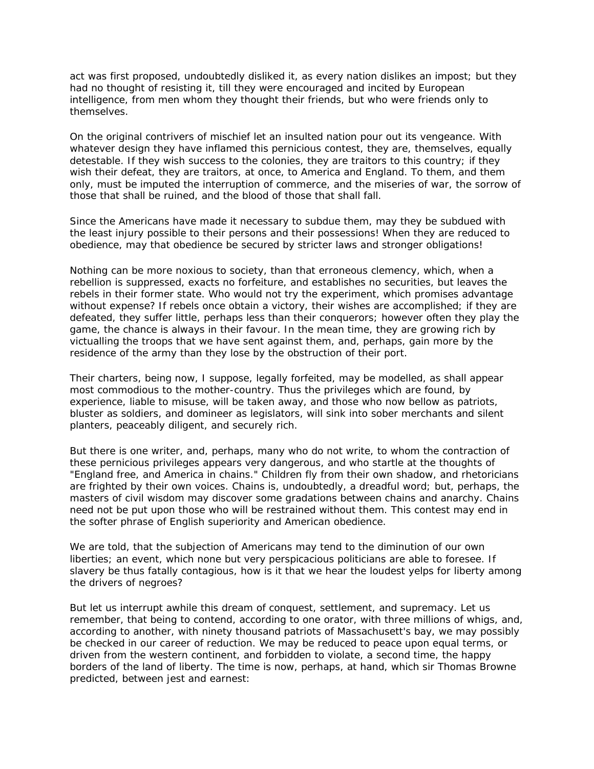act was first proposed, undoubtedly disliked it, as every nation dislikes an impost; but they had no thought of resisting it, till they were encouraged and incited by European intelligence, from men whom they thought their friends, but who were friends only to themselves.

On the original contrivers of mischief let an insulted nation pour out its vengeance. With whatever design they have inflamed this pernicious contest, they are, themselves, equally detestable. If they wish success to the colonies, they are traitors to this country; if they wish their defeat, they are traitors, at once, to America and England. To them, and them only, must be imputed the interruption of commerce, and the miseries of war, the sorrow of those that shall be ruined, and the blood of those that shall fall.

Since the Americans have made it necessary to subdue them, may they be subdued with the least injury possible to their persons and their possessions! When they are reduced to obedience, may that obedience be secured by stricter laws and stronger obligations!

Nothing can be more noxious to society, than that erroneous clemency, which, when a rebellion is suppressed, exacts no forfeiture, and establishes no securities, but leaves the rebels in their former state. Who would not try the experiment, which promises advantage without expense? If rebels once obtain a victory, their wishes are accomplished; if they are defeated, they suffer little, perhaps less than their conquerors; however often they play the game, the chance is always in their favour. In the mean time, they are growing rich by victualling the troops that we have sent against them, and, perhaps, gain more by the residence of the army than they lose by the obstruction of their port.

Their charters, being now, I suppose, legally forfeited, may be modelled, as shall appear most commodious to the mother-country. Thus the privileges which are found, by experience, liable to misuse, will be taken away, and those who now bellow as patriots, bluster as soldiers, and domineer as legislators, will sink into sober merchants and silent planters, peaceably diligent, and securely rich.

But there is one writer, and, perhaps, many who do not write, to whom the contraction of these pernicious privileges appears very dangerous, and who startle at the thoughts of "England free, and America in chains." Children fly from their own shadow, and rhetoricians are frighted by their own voices. Chains is, undoubtedly, a dreadful word; but, perhaps, the masters of civil wisdom may discover some gradations between chains and anarchy. Chains need not be put upon those who will be restrained without them. This contest may end in the softer phrase of English superiority and American obedience.

We are told, that the subjection of Americans may tend to the diminution of our own liberties; an event, which none but very perspicacious politicians are able to foresee. If slavery be thus fatally contagious, how is it that we hear the loudest yelps for liberty among the drivers of negroes?

But let us interrupt awhile this dream of conquest, settlement, and supremacy. Let us remember, that being to contend, according to one orator, with three millions of whigs, and, according to another, with ninety thousand patriots of Massachusett's bay, we may possibly be checked in our career of reduction. We may be reduced to peace upon equal terms, or driven from the western continent, and forbidden to violate, a second time, the happy borders of the land of liberty. The time is now, perhaps, at hand, which sir Thomas Browne predicted, between jest and earnest: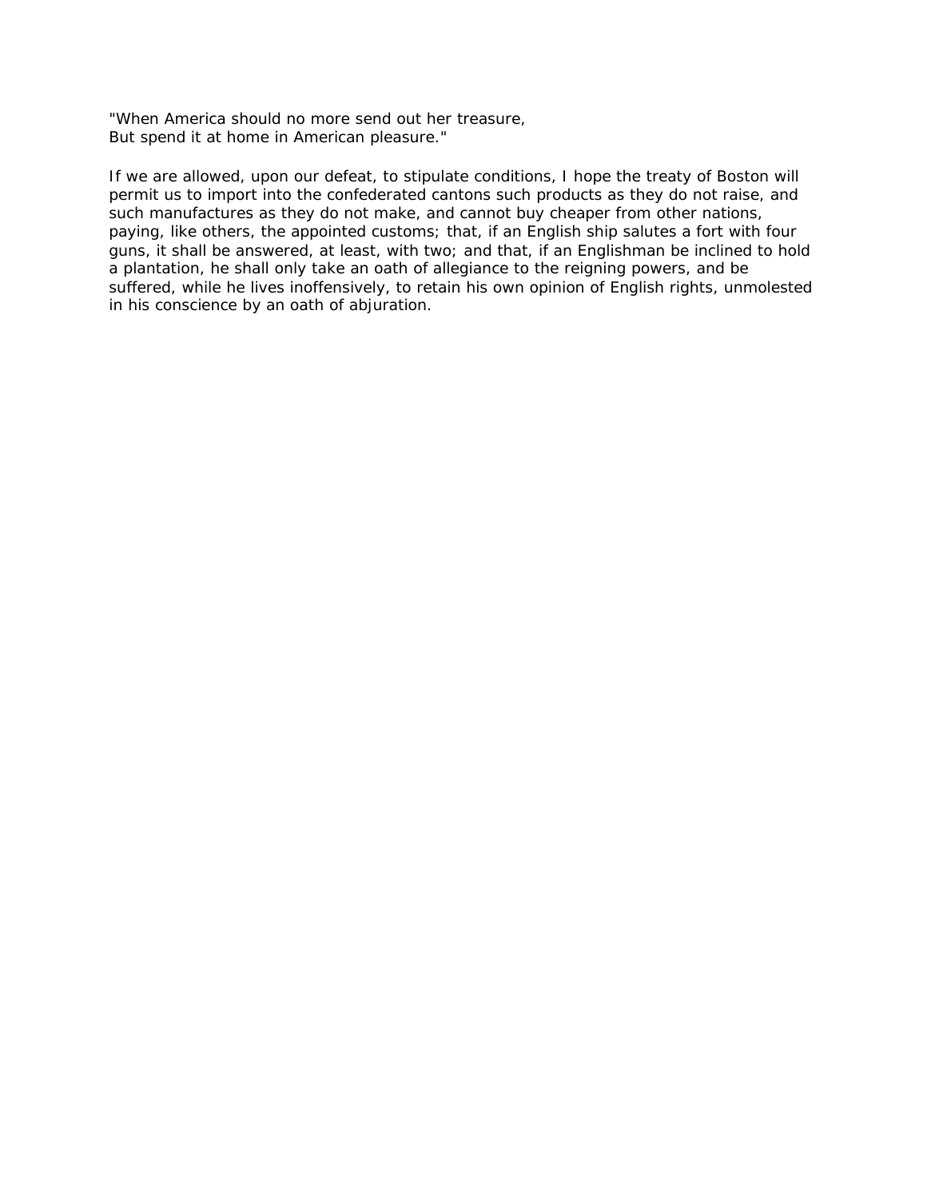"When America should no more send out her treasure,  
But spend it at home in American pleasure."

If we are allowed, upon our defeat, to stipulate conditions, I hope the treaty of Boston will permit us to import into the confederated cantons such products as they do not raise, and such manufactures as they do not make, and cannot buy cheaper from other nations, paying, like others, the appointed customs; that, if an English ship salutes a fort with four guns, it shall be answered, at least, with two; and that, if an Englishman be inclined to hold a plantation, he shall only take an oath of allegiance to the reigning powers, and be suffered, while he lives inoffensively, to retain his own opinion of English rights, unmolested in his conscience by an oath of abjuration.